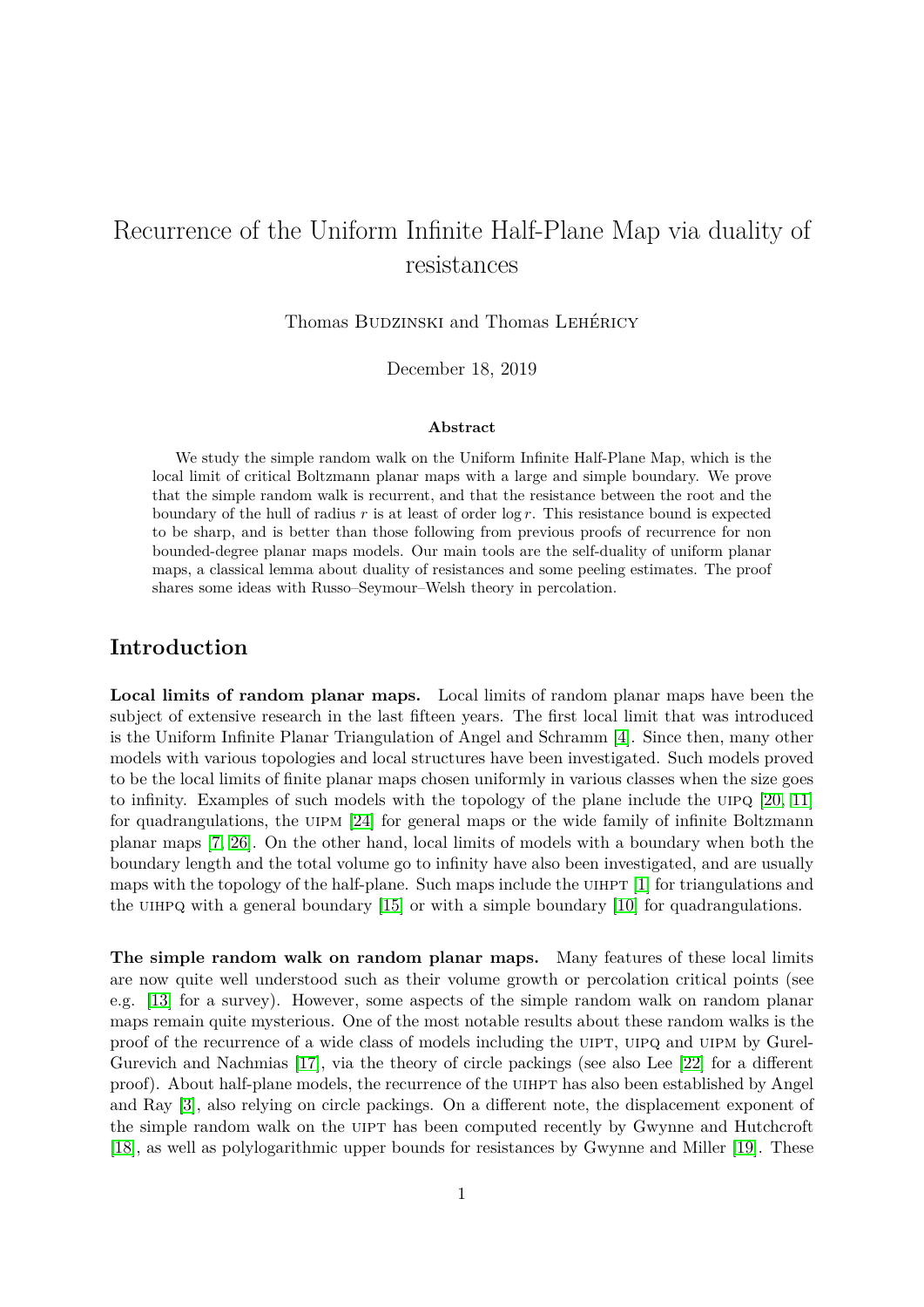# Recurrence of the Uniform Infinite Half-Plane Map via duality of resistances

Thomas Budzinski and Thomas Lehéricy

December 18, 2019

### Abstract

We study the simple random walk on the Uniform Infinite Half-Plane Map, which is the local limit of critical Boltzmann planar maps with a large and simple boundary. We prove that the simple random walk is recurrent, and that the resistance between the root and the boundary of the hull of radius $r$ is at least of order $\log r$. This resistance bound is expected to be sharp, and is better than those following from previous proofs of recurrence for non bounded-degree planar maps models. Our main tools are the self-duality of uniform planar maps, a classical lemma about duality of resistances and some peeling estimates. The proof shares some ideas with Russo–Seymour–Welsh theory in percolation.

## Introduction

**Local limits of random planar maps.** Local limits of random planar maps have been the subject of extensive research in the last fifteen years. The first local limit that was introduced is the Uniform Infinite Planar Triangulation of Angel and Schramm [4]. Since then, many other models with various topologies and local structures have been investigated. Such models proved to be the local limits of finite planar maps chosen uniformly in various classes when the size goes to infinity. Examples of such models with the topology of the plane include the UIPQ [20, 11] for quadrangulations, the UIPM [24] for general maps or the wide family of infinite Boltzmann planar maps [7, 26]. On the other hand, local limits of models with a boundary when both the boundary length and the total volume go to infinity have also been investigated, and are usually maps with the topology of the half-plane. Such maps include the UIHPT [1] for triangulations and the UIHPQ with a general boundary [15] or with a simple boundary [10] for quadrangulations.

**The simple random walk on random planar maps.** Many features of these local limits are now quite well understood such as their volume growth or percolation critical points (see e.g. [13] for a survey). However, some aspects of the simple random walk on random planar maps remain quite mysterious. One of the most notable results about these random walks is the proof of the recurrence of a wide class of models including the UIPT, UIPQ and UIPM by Gurel-Gurevich and Nachmias [17], via the theory of circle packings (see also Lee [22] for a different proof). About half-plane models, the recurrence of the UIHPT has also been established by Angel and Ray [3], also relying on circle packings. On a different note, the displacement exponent of the simple random walk on the UIPT has been computed recently by Gwynne and Hutchcroft [18], as well as polylogarithmic upper bounds for resistances by Gwynne and Miller [19]. These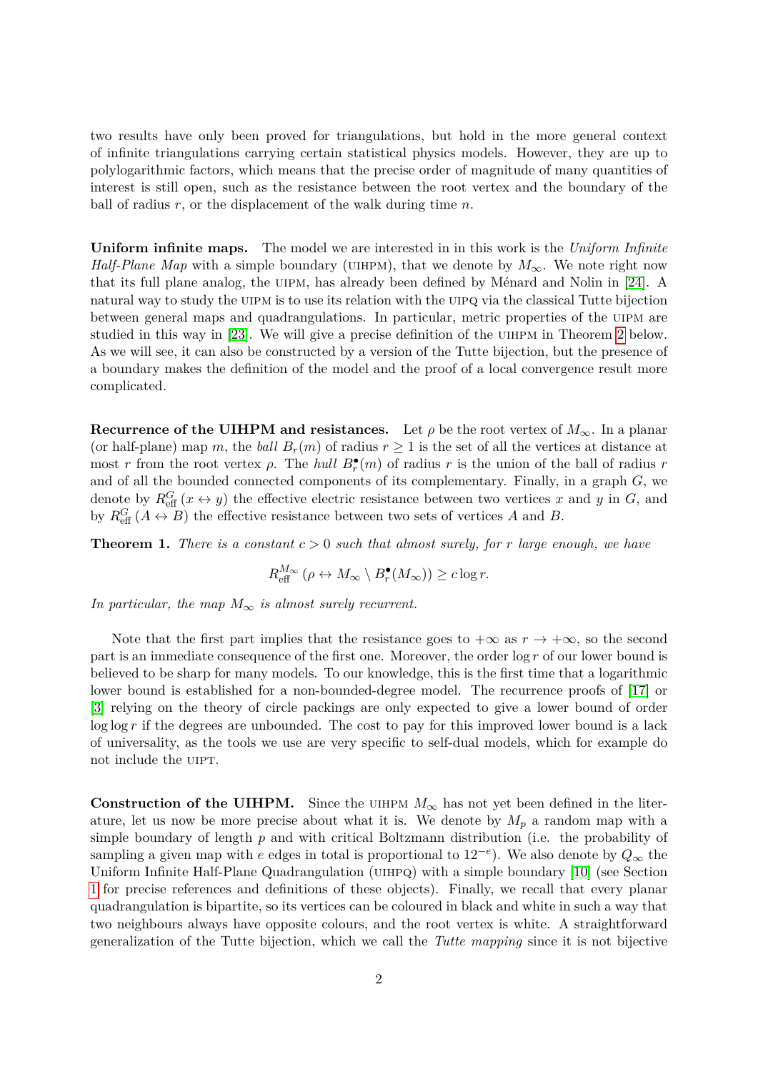two results have only been proved for triangulations, but hold in the more general context of infinite triangulations carrying certain statistical physics models. However, they are up to polylogarithmic factors, which means that the precise order of magnitude of many quantities of interest is still open, such as the resistance between the root vertex and the boundary of the ball of radius $r$, or the displacement of the walk during time $n$.

**Uniform infinite maps.** The model we are interested in in this work is the *Uniform Infinite Half-Plane Map* with a simple boundary (UIHPM), that we denote by $M_\infty$. We note right now that its full plane analog, the UIPM, has already been defined by Ménard and Nolin in [24]. A natural way to study the UIPM is to use its relation with the UIPQ via the classical Tutte bijection between general maps and quadrangulations. In particular, metric properties of the UIPM are studied in this way in [23]. We will give a precise definition of the UIHPM in Theorem 2 below. As we will see, it can also be constructed by a version of the Tutte bijection, but the presence of a boundary makes the definition of the model and the proof of a local convergence result more complicated.

**Recurrence of the UIHPM and resistances.** Let $\rho$ be the root vertex of $M_\infty$. In a planar (or half-plane) map $m$, the *ball* $B_r(m)$ of radius $r \geq 1$ is the set of all the vertices at distance at most $r$ from the root vertex $\rho$. The *hull* $B_r^\bullet(m)$ of radius $r$ is the union of the ball of radius $r$ and of all the bounded connected components of its complementary. Finally, in a graph $G$, we denote by $R_{\text{eff}}^G(x \leftrightarrow y)$ the effective electric resistance between two vertices $x$ and $y$ in $G$, and by $R_{\text{eff}}^G(A \leftrightarrow B)$ the effective resistance between two sets of vertices $A$ and $B$.

**Theorem 1.** *There is a constant $c > 0$ such that almost surely, for $r$ large enough, we have*

$$R_{\text{eff}}^{M_\infty}(\rho \leftrightarrow M_\infty \setminus B_r^\bullet(M_\infty)) \geq c \log r.$$

*In particular, the map $M_\infty$ is almost surely recurrent.*

Note that the first part implies that the resistance goes to $+\infty$ as $r \to +\infty$, so the second part is an immediate consequence of the first one. Moreover, the order $\log r$ of our lower bound is believed to be sharp for many models. To our knowledge, this is the first time that a logarithmic lower bound is established for a non-bounded-degree model. The recurrence proofs of [17] or [3] relying on the theory of circle packings are only expected to give a lower bound of order $\log \log r$ if the degrees are unbounded. The cost to pay for this improved lower bound is a lack of universality, as the tools we use are very specific to self-dual models, which for example do not include the UIPT.

**Construction of the UIHPM.** Since the UIHPM $M_\infty$ has not yet been defined in the literature, let us now be more precise about what it is. We denote by $M_p$ a random map with a simple boundary of length $p$ and with critical Boltzmann distribution (i.e. the probability of sampling a given map with $e$ edges in total is proportional to $12^{-e}$). We also denote by $Q_\infty$ the Uniform Infinite Half-Plane Quadrangulation (UIHPQ) with a simple boundary [10] (see Section 1 for precise references and definitions of these objects). Finally, we recall that every planar quadrangulation is bipartite, so its vertices can be coloured in black and white in such a way that two neighbours always have opposite colours, and the root vertex is white. A straightforward generalization of the Tutte bijection, which we call the *Tutte mapping* since it is not bijective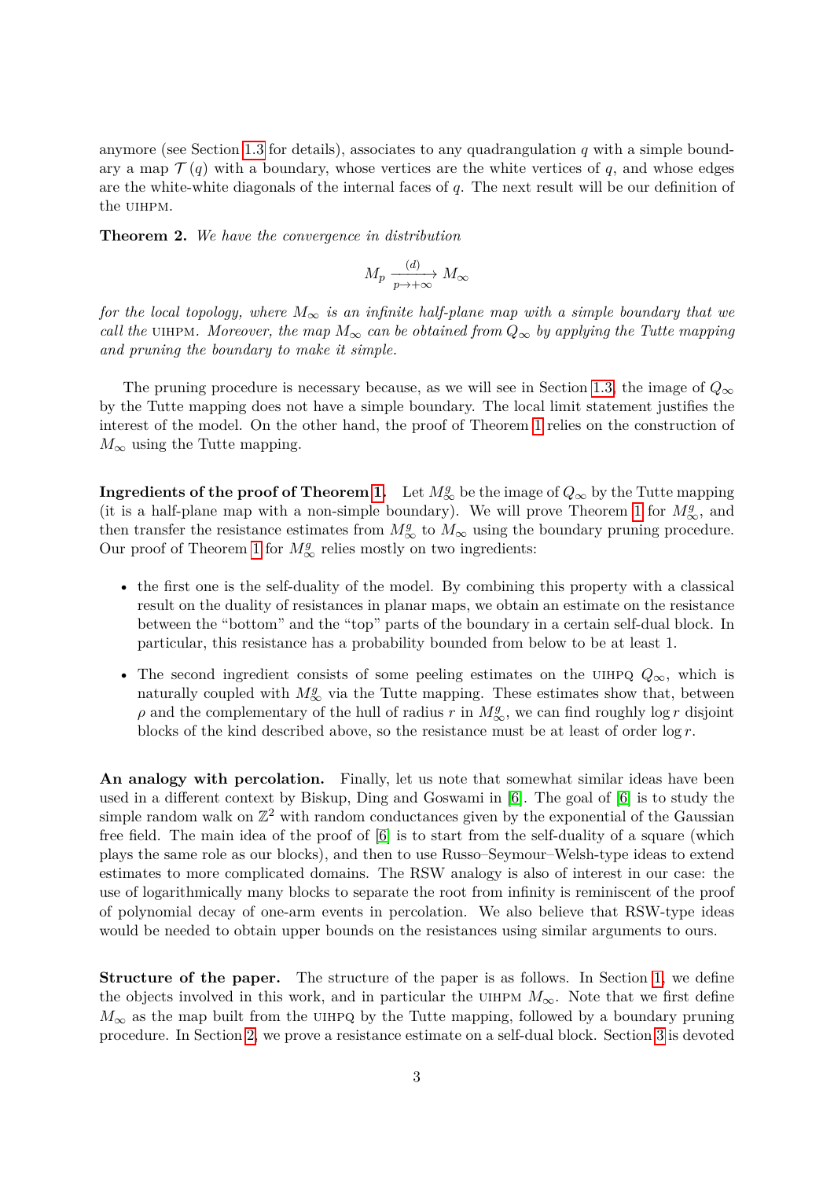anymore (see Section 1.3 for details), associates to any quadrangulation $q$ with a simple boundary a map $\mathcal{T}(q)$ with a boundary, whose vertices are the white vertices of $q$, and whose edges are the white-white diagonals of the internal faces of $q$. The next result will be our definition of the UIHPM.

**Theorem 2.** *We have the convergence in distribution*

$$M_p \xrightarrow[p\to+\infty]{(d)} M_\infty$$

*for the local topology, where $M_\infty$ is an infinite half-plane map with a simple boundary that we call the* UIHPM. *Moreover, the map $M_\infty$ can be obtained from $Q_\infty$ by applying the Tutte mapping and pruning the boundary to make it simple.*

The pruning procedure is necessary because, as we will see in Section 1.3, the image of $Q_\infty$ by the Tutte mapping does not have a simple boundary. The local limit statement justifies the interest of the model. On the other hand, the proof of Theorem 1 relies on the construction of $M_\infty$ using the Tutte mapping.

**Ingredients of the proof of Theorem 1.** Let $M_\infty^g$ be the image of $Q_\infty$ by the Tutte mapping (it is a half-plane map with a non-simple boundary). We will prove Theorem 1 for $M_\infty^g$, and then transfer the resistance estimates from $M_\infty^g$ to $M_\infty$ using the boundary pruning procedure. Our proof of Theorem 1 for $M_\infty^g$ relies mostly on two ingredients:

- the first one is the self-duality of the model. By combining this property with a classical result on the duality of resistances in planar maps, we obtain an estimate on the resistance between the "bottom" and the "top" parts of the boundary in a certain self-dual block. In particular, this resistance has a probability bounded from below to be at least 1.
- The second ingredient consists of some peeling estimates on the UIHPQ $Q_\infty$, which is naturally coupled with $M_\infty^g$ via the Tutte mapping. These estimates show that, between $\rho$ and the complementary of the hull of radius $r$ in $M_\infty^g$, we can find roughly $\log r$ disjoint blocks of the kind described above, so the resistance must be at least of order $\log r$.

**An analogy with percolation.** Finally, let us note that somewhat similar ideas have been used in a different context by Biskup, Ding and Goswami in [6]. The goal of [6] is to study the simple random walk on $\mathbb{Z}^2$ with random conductances given by the exponential of the Gaussian free field. The main idea of the proof of [6] is to start from the self-duality of a square (which plays the same role as our blocks), and then to use Russo–Seymour–Welsh-type ideas to extend estimates to more complicated domains. The RSW analogy is also of interest in our case: the use of logarithmically many blocks to separate the root from infinity is reminiscent of the proof of polynomial decay of one-arm events in percolation. We also believe that RSW-type ideas would be needed to obtain upper bounds on the resistances using similar arguments to ours.

**Structure of the paper.** The structure of the paper is as follows. In Section 1, we define the objects involved in this work, and in particular the UIHPM $M_\infty$. Note that we first define $M_\infty$ as the map built from the UIHPQ by the Tutte mapping, followed by a boundary pruning procedure. In Section 2, we prove a resistance estimate on a self-dual block. Section 3 is devoted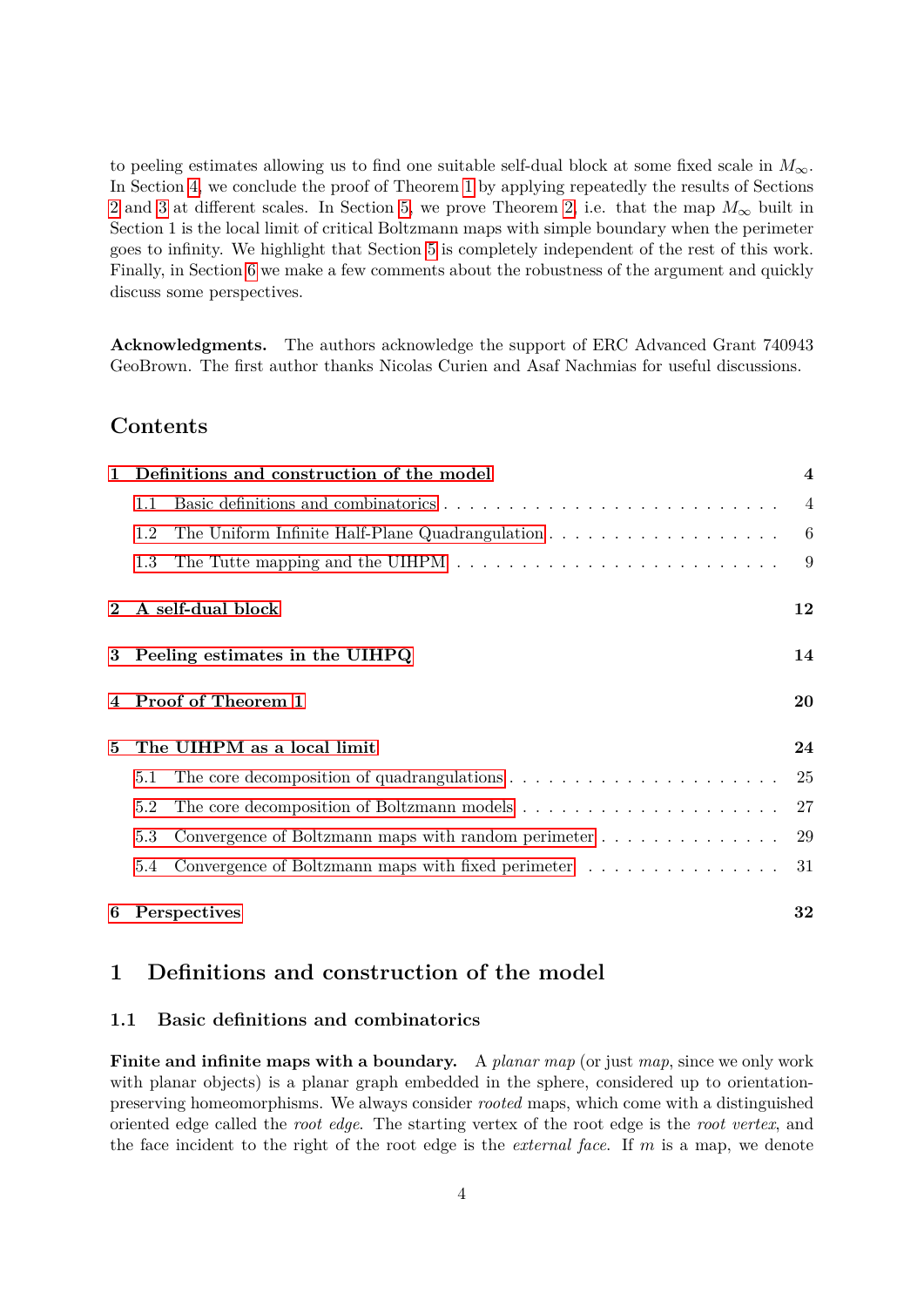to peeling estimates allowing us to find one suitable self-dual block at some fixed scale in $M_\infty$. In Section 4, we conclude the proof of Theorem 1 by applying repeatedly the results of Sections 2 and 3 at different scales. In Section 5, we prove Theorem 2, i.e. that the map $M_\infty$ built in Section 1 is the local limit of critical Boltzmann maps with simple boundary when the perimeter goes to infinity. We highlight that Section 5 is completely independent of the rest of this work. Finally, in Section 6 we make a few comments about the robustness of the argument and quickly discuss some perspectives.

**Acknowledgments.** The authors acknowledge the support of ERC Advanced Grant 740943 GeoBrown. The first author thanks Nicolas Curien and Asaf Nachmias for useful discussions.

## Contents

- **1 Definitions and construction of the model** — 4
  - 1.1 Basic definitions and combinatorics — 4
  - 1.2 The Uniform Infinite Half-Plane Quadrangulation — 6
  - 1.3 The Tutte mapping and the UIHPM — 9
- **2 A self-dual block** — 12
- **3 Peeling estimates in the UIHPQ** — 14
- **4 Proof of Theorem 1** — 20
- **5 The UIHPM as a local limit** — 24
  - 5.1 The core decomposition of quadrangulations — 25
  - 5.2 The core decomposition of Boltzmann models — 27
  - 5.3 Convergence of Boltzmann maps with random perimeter — 29
  - 5.4 Convergence of Boltzmann maps with fixed perimeter — 31
- **6 Perspectives** — 32

## 1 Definitions and construction of the model

### 1.1 Basic definitions and combinatorics

**Finite and infinite maps with a boundary.** A *planar map* (or just *map*, since we only work with planar objects) is a planar graph embedded in the sphere, considered up to orientation-preserving homeomorphisms. We always consider *rooted* maps, which come with a distinguished oriented edge called the *root edge*. The starting vertex of the root edge is the *root vertex*, and the face incident to the right of the root edge is the *external face*. If $m$ is a map, we denote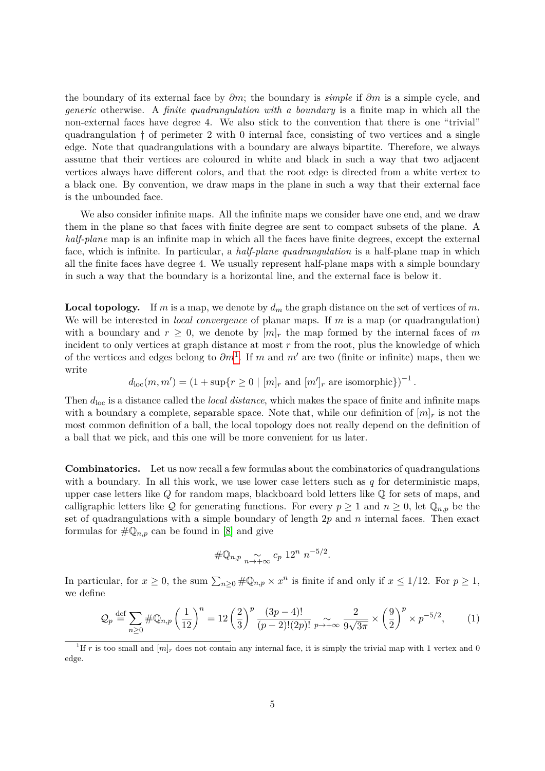the boundary of its external face by $\partial m$; the boundary is *simple* if $\partial m$ is a simple cycle, and *generic* otherwise. A *finite quadrangulation with a boundary* is a finite map in which all the non-external faces have degree 4. We also stick to the convention that there is one "trivial" quadrangulation $\dagger$ of perimeter 2 with 0 internal face, consisting of two vertices and a single edge. Note that quadrangulations with a boundary are always bipartite. Therefore, we always assume that their vertices are coloured in white and black in such a way that two adjacent vertices always have different colors, and that the root edge is directed from a white vertex to a black one. By convention, we draw maps in the plane in such a way that their external face is the unbounded face.

We also consider infinite maps. All the infinite maps we consider have one end, and we draw them in the plane so that faces with finite degree are sent to compact subsets of the plane. A *half-plane* map is an infinite map in which all the faces have finite degrees, except the external face, which is infinite. In particular, a *half-plane quadrangulation* is a half-plane map in which all the finite faces have degree 4. We usually represent half-plane maps with a simple boundary in such a way that the boundary is a horizontal line, and the external face is below it.

**Local topology.** If $m$ is a map, we denote by $d_m$ the graph distance on the set of vertices of $m$. We will be interested in *local convergence* of planar maps. If $m$ is a map (or quadrangulation) with a boundary and $r \geq 0$, we denote by $[m]_r$ the map formed by the internal faces of $m$ incident to only vertices at graph distance at most $r$ from the root, plus the knowledge of which of the vertices and edges belong to $\partial m$[1]. If $m$ and $m'$ are two (finite or infinite) maps, then we write

$$d_{\mathrm{loc}}(m, m') = \left(1 + \sup\{r \geq 0 \mid [m]_r \text{ and } [m']_r \text{ are isomorphic}\}\right)^{-1}.$$

Then $d_{\mathrm{loc}}$ is a distance called the *local distance*, which makes the space of finite and infinite maps with a boundary a complete, separable space. Note that, while our definition of $[m]_r$ is not the most common definition of a ball, the local topology does not really depend on the definition of a ball that we pick, and this one will be more convenient for us later.

**Combinatorics.** Let us now recall a few formulas about the combinatorics of quadrangulations with a boundary. In all this work, we use lower case letters such as $q$ for deterministic maps, upper case letters like $Q$ for random maps, blackboard bold letters like $\mathbb{Q}$ for sets of maps, and calligraphic letters like $\mathcal{Q}$ for generating functions. For every $p \geq 1$ and $n \geq 0$, let $\mathbb{Q}_{n,p}$ be the set of quadrangulations with a simple boundary of length $2p$ and $n$ internal faces. Then exact formulas for $\#\mathbb{Q}_{n,p}$ can be found in [8] and give

$$\#\mathbb{Q}_{n,p} \underset{n \to +\infty}{\sim} c_p \; 12^n \; n^{-5/2}.$$

In particular, for $x \geq 0$, the sum $\sum_{n \geq 0} \#\mathbb{Q}_{n,p} \times x^n$ is finite if and only if $x \leq 1/12$. For $p \geq 1$, we define

$$\mathcal{Q}_p \overset{\text{def}}{=} \sum_{n \geq 0} \#\mathbb{Q}_{n,p} \left(\frac{1}{12}\right)^n = 12 \left(\frac{2}{3}\right)^p \frac{(3p-4)!}{(p-2)!(2p)!} \underset{p \to +\infty}{\sim} \frac{2}{9\sqrt{3\pi}} \times \left(\frac{9}{2}\right)^p \times p^{-5/2}, \tag{1}$$

[1] If $r$ is too small and $[m]_r$ does not contain any internal face, it is simply the trivial map with 1 vertex and 0 edge.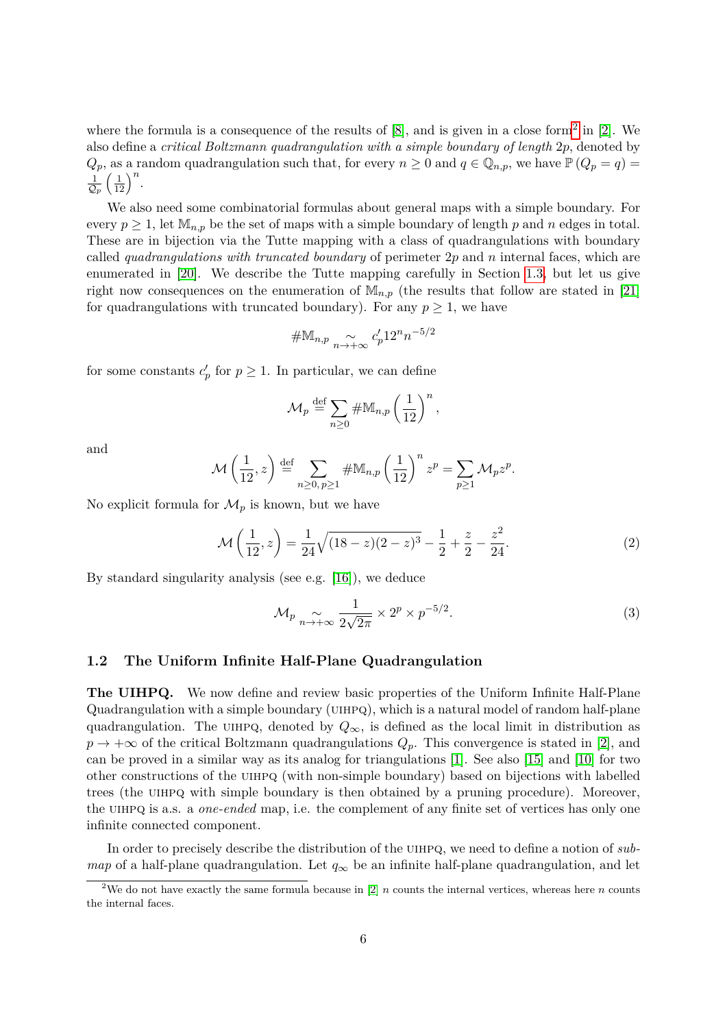where the formula is a consequence of the results of [8], and is given in a close form[2] in [2]. We also define a *critical Boltzmann quadrangulation with a simple boundary of length* $2p$, denoted by $Q_p$, as a random quadrangulation such that, for every $n \geq 0$ and $q \in \mathbb{Q}_{n,p}$, we have $\mathbb{P}(Q_p = q) = \frac{1}{\mathcal{Q}_p}\left(\frac{1}{12}\right)^n$.

We also need some combinatorial formulas about general maps with a simple boundary. For every $p \geq 1$, let $\mathbb{M}_{n,p}$ be the set of maps with a simple boundary of length $p$ and $n$ edges in total. These are in bijection via the Tutte mapping with a class of quadrangulations with boundary called *quadrangulations with truncated boundary* of perimeter $2p$ and $n$ internal faces, which are enumerated in [20]. We describe the Tutte mapping carefully in Section 1.3, but let us give right now consequences on the enumeration of $\mathbb{M}_{n,p}$ (the results that follow are stated in [21] for quadrangulations with truncated boundary). For any $p \geq 1$, we have

$$\#\mathbb{M}_{n,p} \underset{n\to+\infty}{\sim} c'_p 12^n n^{-5/2}$$

for some constants $c'_p$ for $p \geq 1$. In particular, we can define

$$\mathcal{M}_p \overset{\text{def}}{=} \sum_{n\geq 0} \#\mathbb{M}_{n,p}\left(\frac{1}{12}\right)^n,$$

and

$$\mathcal{M}\left(\frac{1}{12}, z\right) \overset{\text{def}}{=} \sum_{n\geq 0,\, p\geq 1} \#\mathbb{M}_{n,p}\left(\frac{1}{12}\right)^n z^p = \sum_{p\geq 1} \mathcal{M}_p z^p.$$

No explicit formula for $\mathcal{M}_p$ is known, but we have

$$\mathcal{M}\left(\frac{1}{12}, z\right) = \frac{1}{24}\sqrt{(18-z)(2-z)^3} - \frac{1}{2} + \frac{z}{2} - \frac{z^2}{24}. \tag{2}$$

By standard singularity analysis (see e.g. [16]), we deduce

$$\mathcal{M}_p \underset{n\to+\infty}{\sim} \frac{1}{2\sqrt{2\pi}} \times 2^p \times p^{-5/2}. \tag{3}$$

### 1.2 The Uniform Infinite Half-Plane Quadrangulation

**The UIHPQ.** We now define and review basic properties of the Uniform Infinite Half-Plane Quadrangulation with a simple boundary (UIHPQ), which is a natural model of random half-plane quadrangulation. The UIHPQ, denoted by $Q_\infty$, is defined as the local limit in distribution as $p \to +\infty$ of the critical Boltzmann quadrangulations $Q_p$. This convergence is stated in [2], and can be proved in a similar way as its analog for triangulations [1]. See also [15] and [10] for two other constructions of the UIHPQ (with non-simple boundary) based on bijections with labelled trees (the UIHPQ with simple boundary is then obtained by a pruning procedure). Moreover, the UIHPQ is a.s. a *one-ended* map, i.e. the complement of any finite set of vertices has only one infinite connected component.

In order to precisely describe the distribution of the UIHPQ, we need to define a notion of *sub-map* of a half-plane quadrangulation. Let $q_\infty$ be an infinite half-plane quadrangulation, and let

[2] We do not have exactly the same formula because in [2] $n$ counts the internal vertices, whereas here $n$ counts the internal faces.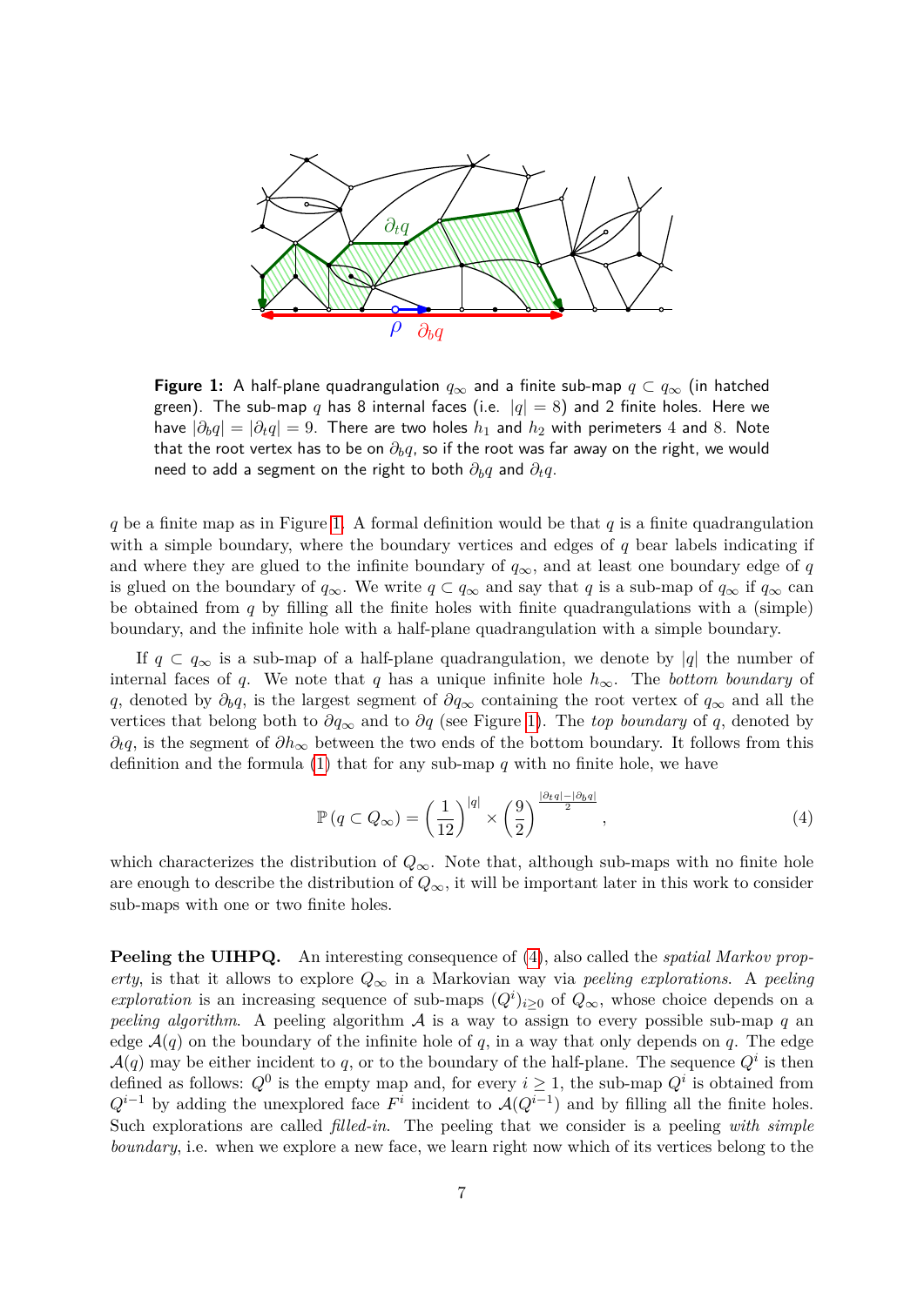**Figure 1:** A half-plane quadrangulation $q_\infty$ and a finite sub-map $q \subset q_\infty$ (in hatched green). The sub-map $q$ has 8 internal faces (i.e. $|q| = 8$) and 2 finite holes. Here we have $|\partial_b q| = |\partial_t q| = 9$. There are two holes $h_1$ and $h_2$ with perimeters 4 and 8. Note that the root vertex has to be on $\partial_b q$, so if the root was far away on the right, we would need to add a segment on the right to both $\partial_b q$ and $\partial_t q$.

$q$ be a finite map as in Figure 1. A formal definition would be that $q$ is a finite quadrangulation with a simple boundary, where the boundary vertices and edges of $q$ bear labels indicating if and where they are glued to the infinite boundary of $q_\infty$, and at least one boundary edge of $q$ is glued on the boundary of $q_\infty$. We write $q \subset q_\infty$ and say that $q$ is a sub-map of $q_\infty$ if $q_\infty$ can be obtained from $q$ by filling all the finite holes with finite quadrangulations with a (simple) boundary, and the infinite hole with a half-plane quadrangulation with a simple boundary.

If $q \subset q_\infty$ is a sub-map of a half-plane quadrangulation, we denote by $|q|$ the number of internal faces of $q$. We note that $q$ has a unique infinite hole $h_\infty$. The *bottom boundary* of $q$, denoted by $\partial_b q$, is the largest segment of $\partial q_\infty$ containing the root vertex of $q_\infty$ and all the vertices that belong both to $\partial q_\infty$ and to $\partial q$ (see Figure 1). The *top boundary* of $q$, denoted by $\partial_t q$, is the segment of $\partial h_\infty$ between the two ends of the bottom boundary. It follows from this definition and the formula (1) that for any sub-map $q$ with no finite hole, we have

$$\mathbb{P}\left(q \subset Q_\infty\right) = \left(\frac{1}{12}\right)^{|q|} \times \left(\frac{9}{2}\right)^{\frac{|\partial_t q| - |\partial_b q|}{2}}, \tag{4}$$

which characterizes the distribution of $Q_\infty$. Note that, although sub-maps with no finite hole are enough to describe the distribution of $Q_\infty$, it will be important later in this work to consider sub-maps with one or two finite holes.

**Peeling the UIHPQ.** An interesting consequence of (4), also called the *spatial Markov property*, is that it allows to explore $Q_\infty$ in a Markovian way via *peeling explorations*. A *peeling exploration* is an increasing sequence of sub-maps $(Q^i)_{i \geq 0}$ of $Q_\infty$, whose choice depends on a *peeling algorithm*. A peeling algorithm $\mathcal{A}$ is a way to assign to every possible sub-map $q$ an edge $\mathcal{A}(q)$ on the boundary of the infinite hole of $q$, in a way that only depends on $q$. The edge $\mathcal{A}(q)$ may be either incident to $q$, or to the boundary of the half-plane. The sequence $Q^i$ is then defined as follows: $Q^0$ is the empty map and, for every $i \geq 1$, the sub-map $Q^i$ is obtained from $Q^{i-1}$ by adding the unexplored face $F^i$ incident to $\mathcal{A}(Q^{i-1})$ and by filling all the finite holes. Such explorations are called *filled-in*. The peeling that we consider is a peeling *with simple boundary*, i.e. when we explore a new face, we learn right now which of its vertices belong to the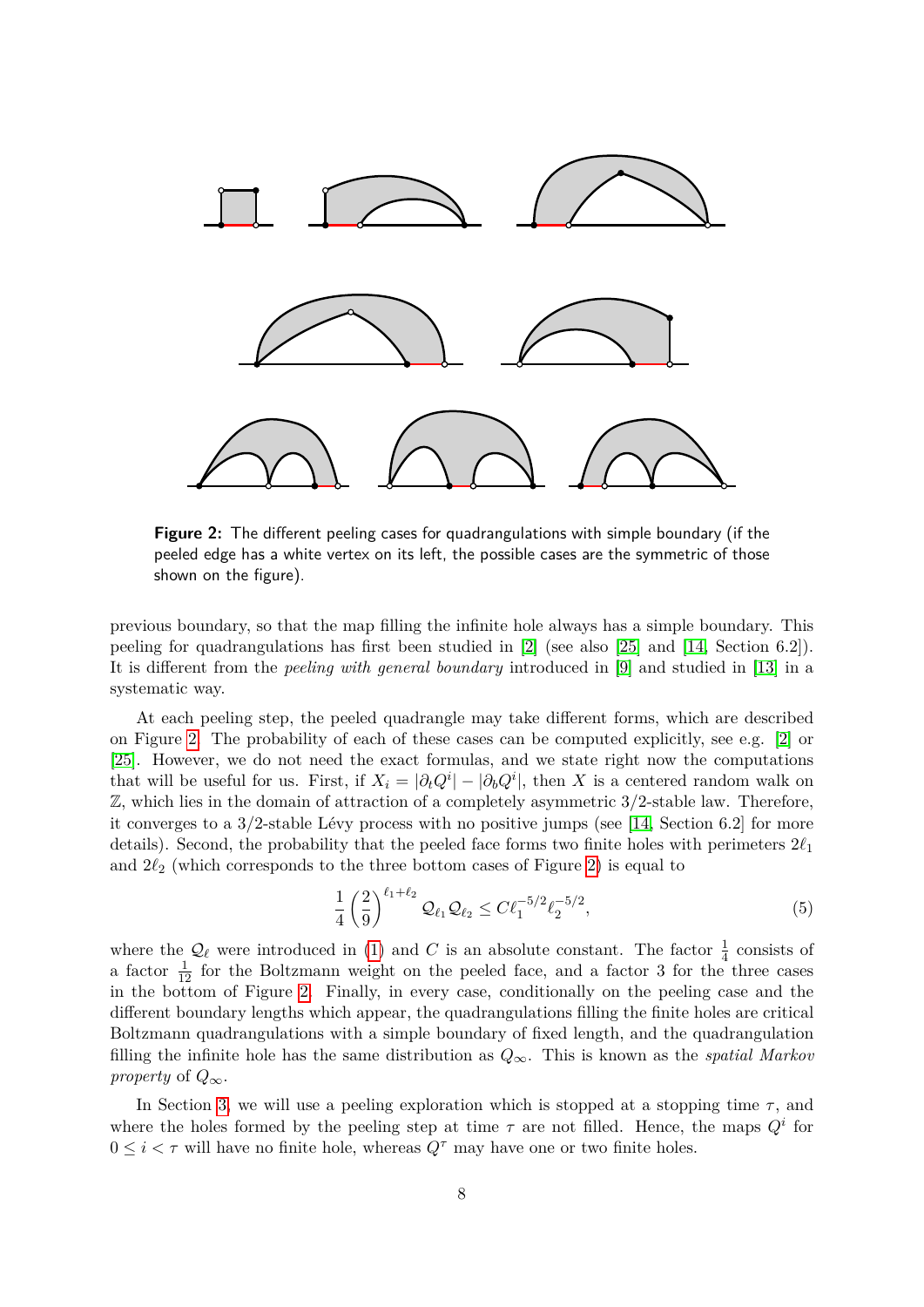**Figure 2:** The different peeling cases for quadrangulations with simple boundary (if the peeled edge has a white vertex on its left, the possible cases are the symmetric of those shown on the figure).

previous boundary, so that the map filling the infinite hole always has a simple boundary. This peeling for quadrangulations has first been studied in [2] (see also [25] and [14, Section 6.2]). It is different from the *peeling with general boundary* introduced in [9] and studied in [13] in a systematic way.

At each peeling step, the peeled quadrangle may take different forms, which are described on Figure 2. The probability of each of these cases can be computed explicitly, see e.g. [2] or [25]. However, we do not need the exact formulas, and we state right now the computations that will be useful for us. First, if $X_i = |\partial_t Q^i| - |\partial_b Q^i|$, then $X$ is a centered random walk on $\mathbb{Z}$, which lies in the domain of attraction of a completely asymmetric $3/2$-stable law. Therefore, it converges to a $3/2$-stable Lévy process with no positive jumps (see [14, Section 6.2] for more details). Second, the probability that the peeled face forms two finite holes with perimeters $2\ell_1$ and $2\ell_2$ (which corresponds to the three bottom cases of Figure 2) is equal to

$$\frac{1}{4}\left(\frac{2}{9}\right)^{\ell_1+\ell_2} \mathcal{Q}_{\ell_1}\mathcal{Q}_{\ell_2} \leq C\ell_1^{-5/2}\ell_2^{-5/2}, \tag{5}$$

where the $\mathcal{Q}_\ell$ were introduced in (1) and $C$ is an absolute constant. The factor $\frac{1}{4}$ consists of a factor $\frac{1}{12}$ for the Boltzmann weight on the peeled face, and a factor 3 for the three cases in the bottom of Figure 2. Finally, in every case, conditionally on the peeling case and the different boundary lengths which appear, the quadrangulations filling the finite holes are critical Boltzmann quadrangulations with a simple boundary of fixed length, and the quadrangulation filling the infinite hole has the same distribution as $Q_\infty$. This is known as the *spatial Markov property* of $Q_\infty$.

In Section 3, we will use a peeling exploration which is stopped at a stopping time $\tau$, and where the holes formed by the peeling step at time $\tau$ are not filled. Hence, the maps $Q^i$ for $0 \leq i < \tau$ will have no finite hole, whereas $Q^\tau$ may have one or two finite holes.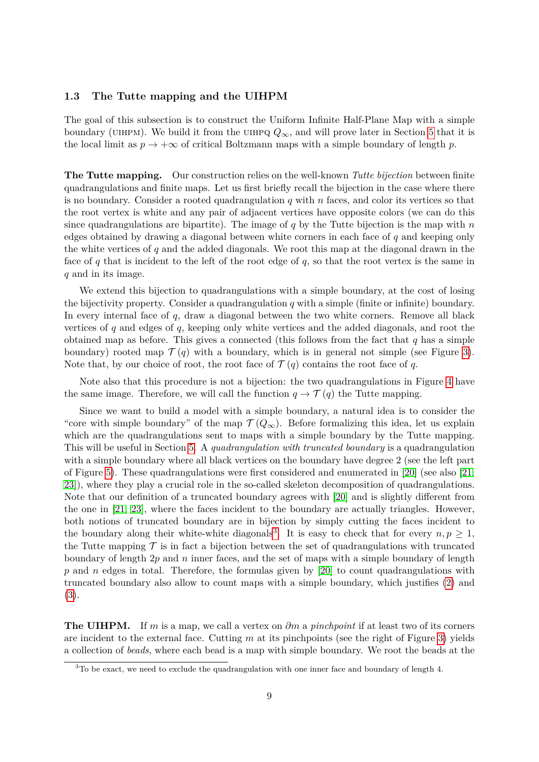### 1.3 The Tutte mapping and the UIHPM

The goal of this subsection is to construct the Uniform Infinite Half-Plane Map with a simple boundary (UIHPM). We build it from the UIHPQ $Q_\infty$, and will prove later in Section 5 that it is the local limit as $p \to +\infty$ of critical Boltzmann maps with a simple boundary of length $p$.

**The Tutte mapping.** Our construction relies on the well-known *Tutte bijection* between finite quadrangulations and finite maps. Let us first briefly recall the bijection in the case where there is no boundary. Consider a rooted quadrangulation $q$ with $n$ faces, and color its vertices so that the root vertex is white and any pair of adjacent vertices have opposite colors (we can do this since quadrangulations are bipartite). The image of $q$ by the Tutte bijection is the map with $n$ edges obtained by drawing a diagonal between white corners in each face of $q$ and keeping only the white vertices of $q$ and the added diagonals. We root this map at the diagonal drawn in the face of $q$ that is incident to the left of the root edge of $q$, so that the root vertex is the same in $q$ and in its image.

We extend this bijection to quadrangulations with a simple boundary, at the cost of losing the bijectivity property. Consider a quadrangulation $q$ with a simple (finite or infinite) boundary. In every internal face of $q$, draw a diagonal between the two white corners. Remove all black vertices of $q$ and edges of $q$, keeping only white vertices and the added diagonals, and root the obtained map as before. This gives a connected (this follows from the fact that $q$ has a simple boundary) rooted map $\mathcal{T}(q)$ with a boundary, which is in general not simple (see Figure 3). Note that, by our choice of root, the root face of $\mathcal{T}(q)$ contains the root face of $q$.

Note also that this procedure is not a bijection: the two quadrangulations in Figure 4 have the same image. Therefore, we will call the function $q \to \mathcal{T}(q)$ the Tutte mapping.

Since we want to build a model with a simple boundary, a natural idea is to consider the "core with simple boundary" of the map $\mathcal{T}(Q_\infty)$. Before formalizing this idea, let us explain which are the quadrangulations sent to maps with a simple boundary by the Tutte mapping. This will be useful in Section 5. A *quadrangulation with truncated boundary* is a quadrangulation with a simple boundary where all black vertices on the boundary have degree 2 (see the left part of Figure 5). These quadrangulations were first considered and enumerated in [20] (see also [21, 23]), where they play a crucial role in the so-called skeleton decomposition of quadrangulations. Note that our definition of a truncated boundary agrees with [20] and is slightly different from the one in [21, 23], where the faces incident to the boundary are actually triangles. However, both notions of truncated boundary are in bijection by simply cutting the faces incident to the boundary along their white-white diagonals[3]. It is easy to check that for every $n, p \geq 1$, the Tutte mapping $\mathcal{T}$ is in fact a bijection between the set of quadrangulations with truncated boundary of length $2p$ and $n$ inner faces, and the set of maps with a simple boundary of length $p$ and $n$ edges in total. Therefore, the formulas given by [20] to count quadrangulations with truncated boundary also allow to count maps with a simple boundary, which justifies (2) and (3).

**The UIHPM.** If $m$ is a map, we call a vertex on $\partial m$ a *pinchpoint* if at least two of its corners are incident to the external face. Cutting $m$ at its pinchpoints (see the right of Figure 3) yields a collection of *beads*, where each bead is a map with simple boundary. We root the beads at the

[3] To be exact, we need to exclude the quadrangulation with one inner face and boundary of length 4.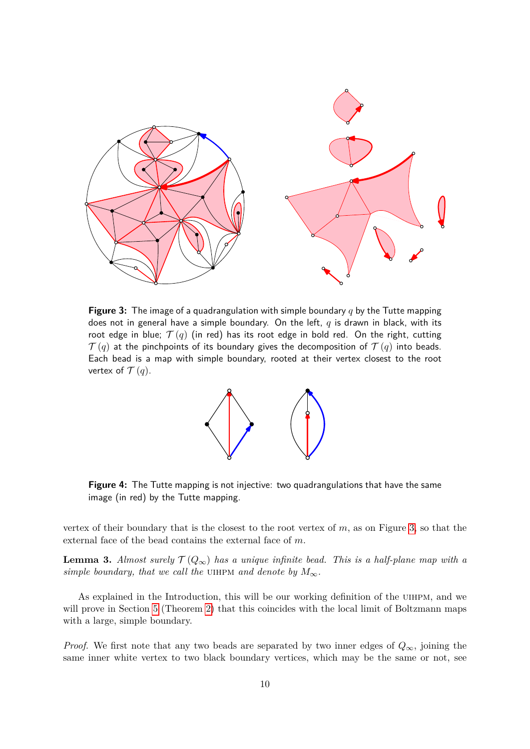**Figure 3:** The image of a quadrangulation with simple boundary $q$ by the Tutte mapping does not in general have a simple boundary. On the left, $q$ is drawn in black, with its root edge in blue; $\mathcal{T}(q)$ (in red) has its root edge in bold red. On the right, cutting $\mathcal{T}(q)$ at the pinchpoints of its boundary gives the decomposition of $\mathcal{T}(q)$ into beads. Each bead is a map with simple boundary, rooted at their vertex closest to the root vertex of $\mathcal{T}(q)$.

**Figure 4:** The Tutte mapping is not injective: two quadrangulations that have the same image (in red) by the Tutte mapping.

vertex of their boundary that is the closest to the root vertex of $m$, as on Figure 3, so that the external face of the bead contains the external face of $m$.

**Lemma 3.** *Almost surely $\mathcal{T}(Q_\infty)$ has a unique infinite bead. This is a half-plane map with a simple boundary, that we call the* UIHPM *and denote by $M_\infty$.*

As explained in the Introduction, this will be our working definition of the UIHPM, and we will prove in Section 5 (Theorem 2) that this coincides with the local limit of Boltzmann maps with a large, simple boundary.

*Proof.* We first note that any two beads are separated by two inner edges of $Q_\infty$, joining the same inner white vertex to two black boundary vertices, which may be the same or not, see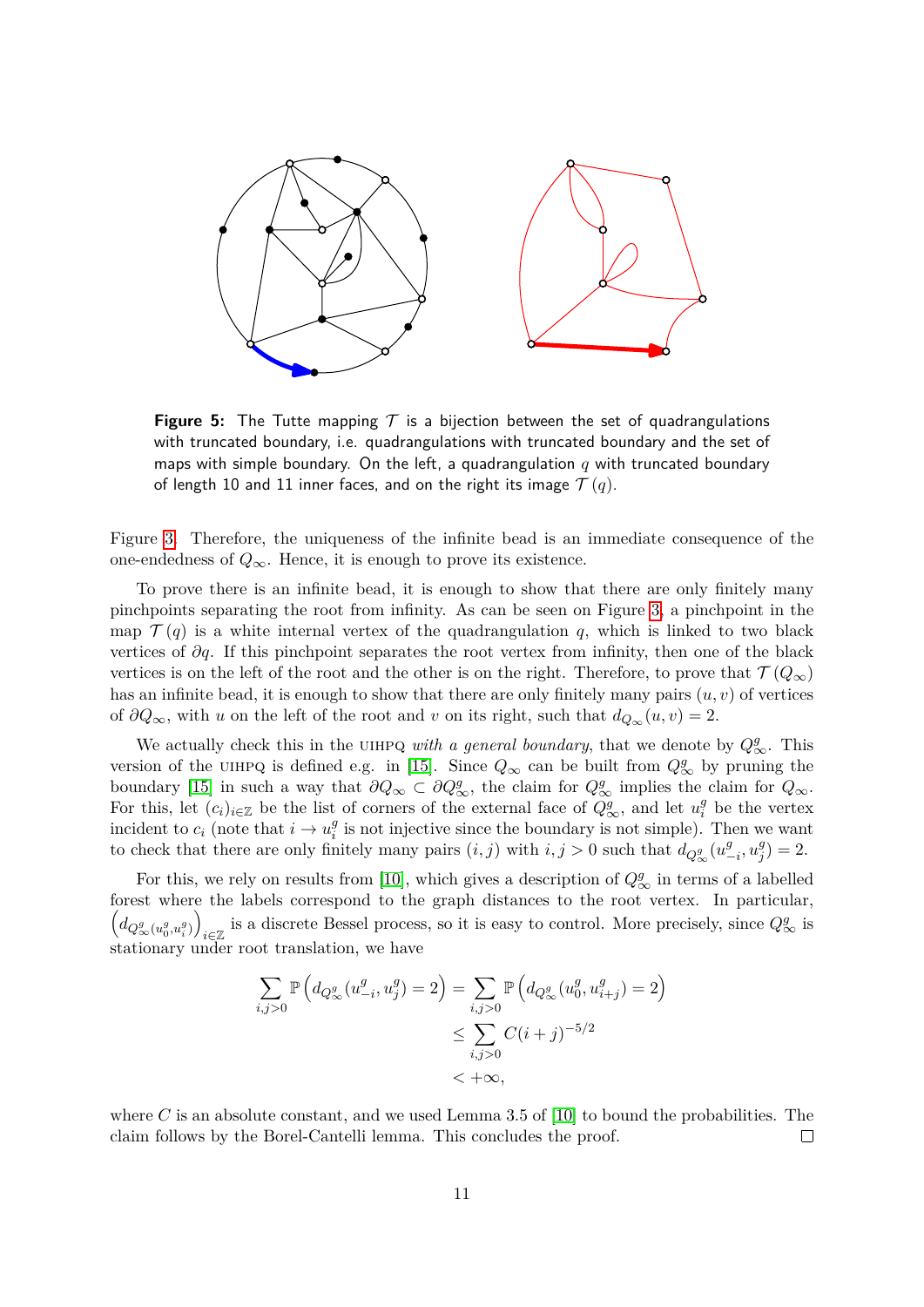**Figure 5:** The Tutte mapping $\mathcal{T}$ is a bijection between the set of quadrangulations with truncated boundary, i.e. quadrangulations with truncated boundary and the set of maps with simple boundary. On the left, a quadrangulation $q$ with truncated boundary of length 10 and 11 inner faces, and on the right its image $\mathcal{T}(q)$.

Figure 3. Therefore, the uniqueness of the infinite bead is an immediate consequence of the one-endedness of $Q_\infty$. Hence, it is enough to prove its existence.

To prove there is an infinite bead, it is enough to show that there are only finitely many pinchpoints separating the root from infinity. As can be seen on Figure 3, a pinchpoint in the map $\mathcal{T}(q)$ is a white internal vertex of the quadrangulation $q$, which is linked to two black vertices of $\partial q$. If this pinchpoint separates the root vertex from infinity, then one of the black vertices is on the left of the root and the other is on the right. Therefore, to prove that $\mathcal{T}(Q_\infty)$ has an infinite bead, it is enough to show that there are only finitely many pairs $(u, v)$ of vertices of $\partial Q_\infty$, with $u$ on the left of the root and $v$ on its right, such that $d_{Q_\infty}(u, v) = 2$.

We actually check this in the UIHPQ *with a general boundary*, that we denote by $Q^g_\infty$. This version of the UIHPQ is defined e.g. in [15]. Since $Q_\infty$ can be built from $Q^g_\infty$ by pruning the boundary [15] in such a way that $\partial Q_\infty \subset \partial Q^g_\infty$, the claim for $Q^g_\infty$ implies the claim for $Q_\infty$. For this, let $(c_i)_{i\in\mathbb{Z}}$ be the list of corners of the external face of $Q^g_\infty$, and let $u^g_i$ be the vertex incident to $c_i$ (note that $i \to u^g_i$ is not injective since the boundary is not simple). Then we want to check that there are only finitely many pairs $(i, j)$ with $i, j > 0$ such that $d_{Q^g_\infty}(u^g_{-i}, u^g_j) = 2$.

For this, we rely on results from [10], which gives a description of $Q^g_\infty$ in terms of a labelled forest where the labels correspond to the graph distances to the root vertex. In particular, $\left(d_{Q^g_\infty(u^g_0,u^g_i)}\right)_{i\in\mathbb{Z}}$ is a discrete Bessel process, so it is easy to control. More precisely, since $Q^g_\infty$ is stationary under root translation, we have

$$
\begin{aligned}
\sum_{i,j>0} \mathbb{P}\left(d_{Q^g_\infty}(u^g_{-i}, u^g_j) = 2\right) &= \sum_{i,j>0} \mathbb{P}\left(d_{Q^g_\infty}(u^g_0, u^g_{i+j}) = 2\right) \\
&\leq \sum_{i,j>0} C(i+j)^{-5/2} \\
&< +\infty,
\end{aligned}
$$

where $C$ is an absolute constant, and we used Lemma 3.5 of [10] to bound the probabilities. The claim follows by the Borel-Cantelli lemma. This concludes the proof. □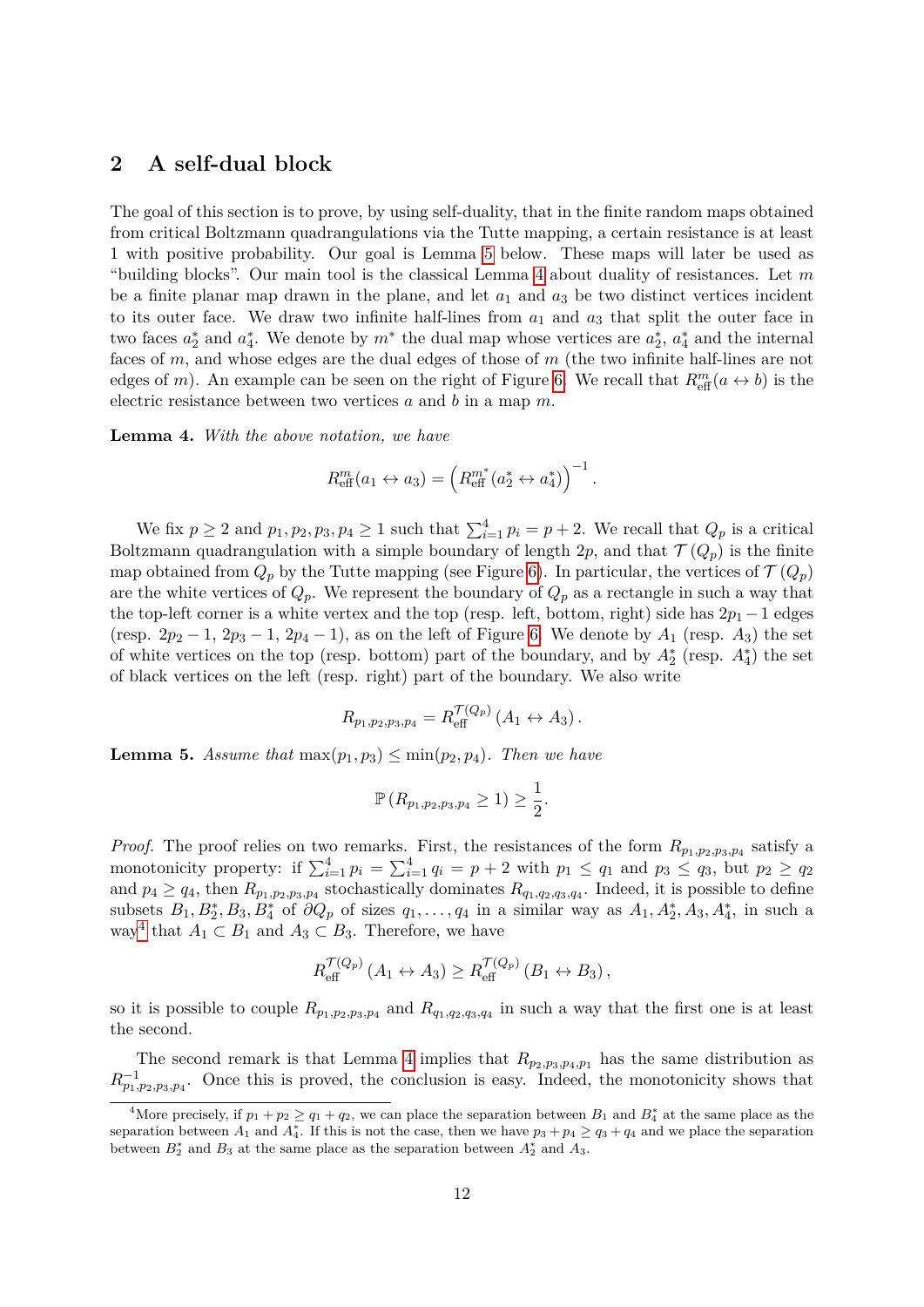## 2 A self-dual block

The goal of this section is to prove, by using self-duality, that in the finite random maps obtained from critical Boltzmann quadrangulations via the Tutte mapping, a certain resistance is at least 1 with positive probability. Our goal is Lemma 5 below. These maps will later be used as "building blocks". Our main tool is the classical Lemma 4 about duality of resistances. Let $m$ be a finite planar map drawn in the plane, and let $a_1$ and $a_3$ be two distinct vertices incident to its outer face. We draw two infinite half-lines from $a_1$ and $a_3$ that split the outer face in two faces $a_2^*$ and $a_4^*$. We denote by $m^*$ the dual map whose vertices are $a_2^*$, $a_4^*$ and the internal faces of $m$, and whose edges are the dual edges of those of $m$ (the two infinite half-lines are not edges of $m$). An example can be seen on the right of Figure 6. We recall that $R_{\text{eff}}^m(a \leftrightarrow b)$ is the electric resistance between two vertices $a$ and $b$ in a map $m$.

**Lemma 4.** *With the above notation, we have*

$$R_{\text{eff}}^m(a_1 \leftrightarrow a_3) = \left(R_{\text{eff}}^{m^*}(a_2^* \leftrightarrow a_4^*)\right)^{-1}.$$

We fix $p \geq 2$ and $p_1, p_2, p_3, p_4 \geq 1$ such that $\sum_{i=1}^4 p_i = p+2$. We recall that $Q_p$ is a critical Boltzmann quadrangulation with a simple boundary of length $2p$, and that $\mathcal{T}(Q_p)$ is the finite map obtained from $Q_p$ by the Tutte mapping (see Figure 6). In particular, the vertices of $\mathcal{T}(Q_p)$ are the white vertices of $Q_p$. We represent the boundary of $Q_p$ as a rectangle in such a way that the top-left corner is a white vertex and the top (resp. left, bottom, right) side has $2p_1 - 1$ edges (resp. $2p_2 - 1$, $2p_3 - 1$, $2p_4 - 1$), as on the left of Figure 6. We denote by $A_1$ (resp. $A_3$) the set of white vertices on the top (resp. bottom) part of the boundary, and by $A_2^*$ (resp. $A_4^*$) the set of black vertices on the left (resp. right) part of the boundary. We also write

$$R_{p_1,p_2,p_3,p_4} = R_{\text{eff}}^{\mathcal{T}(Q_p)}\left(A_1 \leftrightarrow A_3\right).$$

**Lemma 5.** *Assume that* $\max(p_1, p_3) \leq \min(p_2, p_4)$. *Then we have*

$$\mathbb{P}\left(R_{p_1,p_2,p_3,p_4} \geq 1\right) \geq \frac{1}{2}.$$

*Proof.* The proof relies on two remarks. First, the resistances of the form $R_{p_1,p_2,p_3,p_4}$ satisfy a monotonicity property: if $\sum_{i=1}^4 p_i = \sum_{i=1}^4 q_i = p+2$ with $p_1 \leq q_1$ and $p_3 \leq q_3$, but $p_2 \geq q_2$ and $p_4 \geq q_4$, then $R_{p_1,p_2,p_3,p_4}$ stochastically dominates $R_{q_1,q_2,q_3,q_4}$. Indeed, it is possible to define subsets $B_1, B_2^*, B_3, B_4^*$ of $\partial Q_p$ of sizes $q_1, \ldots, q_4$ in a similar way as $A_1, A_2^*, A_3, A_4^*$, in such a way[4] that $A_1 \subset B_1$ and $A_3 \subset B_3$. Therefore, we have

$$R_{\text{eff}}^{\mathcal{T}(Q_p)}\left(A_1 \leftrightarrow A_3\right) \geq R_{\text{eff}}^{\mathcal{T}(Q_p)}\left(B_1 \leftrightarrow B_3\right),$$

so it is possible to couple $R_{p_1,p_2,p_3,p_4}$ and $R_{q_1,q_2,q_3,q_4}$ in such a way that the first one is at least the second.

The second remark is that Lemma 4 implies that $R_{p_2,p_3,p_4,p_1}$ has the same distribution as $R_{p_1,p_2,p_3,p_4}^{-1}$. Once this is proved, the conclusion is easy. Indeed, the monotonicity shows that

[4] More precisely, if $p_1 + p_2 \geq q_1 + q_2$, we can place the separation between $B_1$ and $B_4^*$ at the same place as the separation between $A_1$ and $A_4^*$. If this is not the case, then we have $p_3 + p_4 \geq q_3 + q_4$ and we place the separation between $B_2^*$ and $B_3$ at the same place as the separation between $A_2^*$ and $A_3$.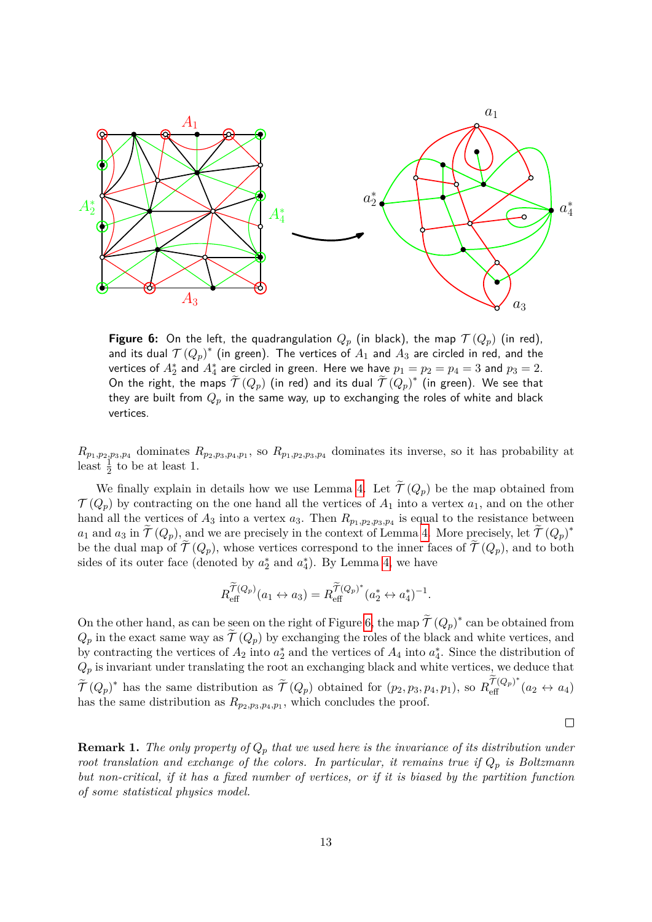**Figure 6:** On the left, the quadrangulation $Q_p$ (in black), the map $\mathcal{T}(Q_p)$ (in red), and its dual $\mathcal{T}(Q_p)^*$ (in green). The vertices of $A_1$ and $A_3$ are circled in red, and the vertices of $A_2^*$ and $A_4^*$ are circled in green. Here we have $p_1 = p_2 = p_4 = 3$ and $p_3 = 2$. On the right, the maps $\widetilde{\mathcal{T}}(Q_p)$ (in red) and its dual $\widetilde{\mathcal{T}}(Q_p)^*$ (in green). We see that they are built from $Q_p$ in the same way, up to exchanging the roles of white and black vertices.

$R_{p_1,p_2,p_3,p_4}$ dominates $R_{p_2,p_3,p_4,p_1}$, so $R_{p_1,p_2,p_3,p_4}$ dominates its inverse, so it has probability at least $\frac{1}{2}$ to be at least 1.

We finally explain in details how we use Lemma 4. Let $\widetilde{\mathcal{T}}(Q_p)$ be the map obtained from $\mathcal{T}(Q_p)$ by contracting on the one hand all the vertices of $A_1$ into a vertex $a_1$, and on the other hand all the vertices of $A_3$ into a vertex $a_3$. Then $R_{p_1,p_2,p_3,p_4}$ is equal to the resistance between $a_1$ and $a_3$ in $\widetilde{\mathcal{T}}(Q_p)$, and we are precisely in the context of Lemma 4. More precisely, let $\widetilde{\mathcal{T}}(Q_p)^*$ be the dual map of $\widetilde{\mathcal{T}}(Q_p)$, whose vertices correspond to the inner faces of $\widetilde{\mathcal{T}}(Q_p)$, and to both sides of its outer face (denoted by $a_2^*$ and $a_4^*$). By Lemma 4, we have

$$R_{\text{eff}}^{\widetilde{\mathcal{T}}(Q_p)}(a_1 \leftrightarrow a_3) = R_{\text{eff}}^{\widetilde{\mathcal{T}}(Q_p)^*}(a_2^* \leftrightarrow a_4^*)^{-1}.$$

On the other hand, as can be seen on the right of Figure 6, the map $\widetilde{\mathcal{T}}(Q_p)^*$ can be obtained from $Q_p$ in the exact same way as $\widetilde{\mathcal{T}}(Q_p)$ by exchanging the roles of the black and white vertices, and by contracting the vertices of $A_2$ into $a_2^*$ and the vertices of $A_4$ into $a_4^*$. Since the distribution of $Q_p$ is invariant under translating the root an exchanging black and white vertices, we deduce that $\widetilde{\mathcal{T}}(Q_p)^*$ has the same distribution as $\widetilde{\mathcal{T}}(Q_p)$ obtained for $(p_2, p_3, p_4, p_1)$, so $R_{\text{eff}}^{\widetilde{\mathcal{T}}(Q_p)^*}(a_2 \leftrightarrow a_4)$ has the same distribution as $R_{p_2,p_3,p_4,p_1}$, which concludes the proof.

□

**Remark 1.** *The only property of $Q_p$ that we used here is the invariance of its distribution under root translation and exchange of the colors. In particular, it remains true if $Q_p$ is Boltzmann but non-critical, if it has a fixed number of vertices, or if it is biased by the partition function of some statistical physics model.*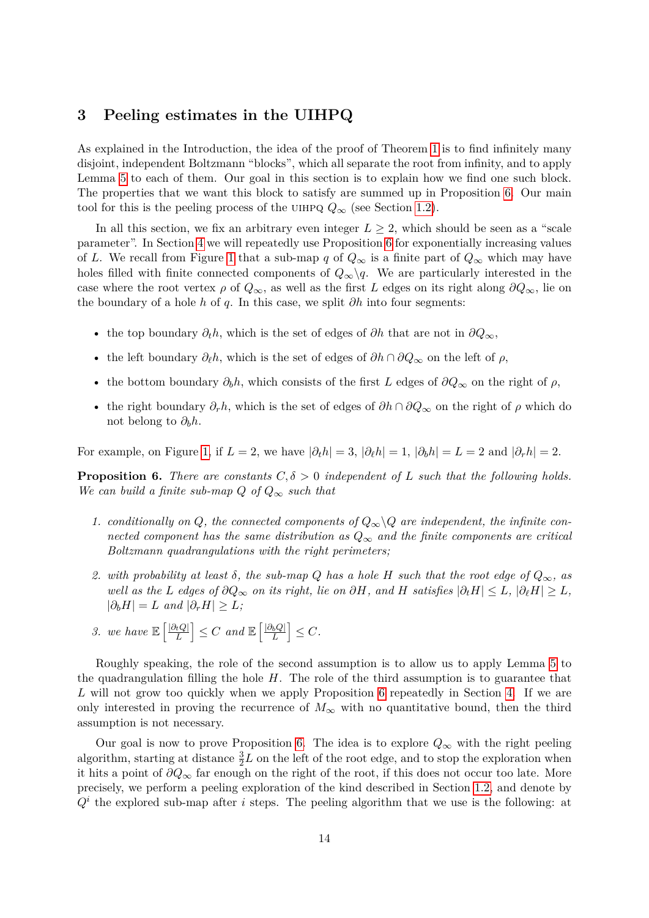## 3 Peeling estimates in the UIHPQ

As explained in the Introduction, the idea of the proof of Theorem 1 is to find infinitely many disjoint, independent Boltzmann "blocks", which all separate the root from infinity, and to apply Lemma 5 to each of them. Our goal in this section is to explain how we find one such block. The properties that we want this block to satisfy are summed up in Proposition 6. Our main tool for this is the peeling process of the UIHPQ $Q_\infty$ (see Section 1.2).

In all this section, we fix an arbitrary even integer $L \geq 2$, which should be seen as a "scale parameter". In Section 4 we will repeatedly use Proposition 6 for exponentially increasing values of $L$. We recall from Figure 1 that a sub-map $q$ of $Q_\infty$ is a finite part of $Q_\infty$ which may have holes filled with finite connected components of $Q_\infty \backslash q$. We are particularly interested in the case where the root vertex $\rho$ of $Q_\infty$, as well as the first $L$ edges on its right along $\partial Q_\infty$, lie on the boundary of a hole $h$ of $q$. In this case, we split $\partial h$ into four segments:

- the top boundary $\partial_t h$, which is the set of edges of $\partial h$ that are not in $\partial Q_\infty$,
- the left boundary $\partial_\ell h$, which is the set of edges of $\partial h \cap \partial Q_\infty$ on the left of $\rho$,
- the bottom boundary $\partial_b h$, which consists of the first $L$ edges of $\partial Q_\infty$ on the right of $\rho$,
- the right boundary $\partial_r h$, which is the set of edges of $\partial h \cap \partial Q_\infty$ on the right of $\rho$ which do not belong to $\partial_b h$.

For example, on Figure 1, if $L = 2$, we have $|\partial_t h| = 3$, $|\partial_\ell h| = 1$, $|\partial_b h| = L = 2$ and $|\partial_r h| = 2$.

**Proposition 6.** *There are constants $C, \delta > 0$ independent of $L$ such that the following holds. We can build a finite sub-map $Q$ of $Q_\infty$ such that*

1. *conditionally on $Q$, the connected components of $Q_\infty \backslash Q$ are independent, the infinite connected component has the same distribution as $Q_\infty$ and the finite components are critical Boltzmann quadrangulations with the right perimeters;*
2. *with probability at least $\delta$, the sub-map $Q$ has a hole $H$ such that the root edge of $Q_\infty$, as well as the $L$ edges of $\partial Q_\infty$ on its right, lie on $\partial H$, and $H$ satisfies $|\partial_t H| \leq L$, $|\partial_\ell H| \geq L$, $|\partial_b H| = L$ and $|\partial_r H| \geq L$;*
3. *we have $\mathbb{E}\left[\frac{|\partial_t Q|}{L}\right] \leq C$ and $\mathbb{E}\left[\frac{|\partial_b Q|}{L}\right] \leq C$.*

Roughly speaking, the role of the second assumption is to allow us to apply Lemma 5 to the quadrangulation filling the hole $H$. The role of the third assumption is to guarantee that $L$ will not grow too quickly when we apply Proposition 6 repeatedly in Section 4. If we are only interested in proving the recurrence of $M_\infty$ with no quantitative bound, then the third assumption is not necessary.

Our goal is now to prove Proposition 6. The idea is to explore $Q_\infty$ with the right peeling algorithm, starting at distance $\frac{3}{2}L$ on the left of the root edge, and to stop the exploration when it hits a point of $\partial Q_\infty$ far enough on the right of the root, if this does not occur too late. More precisely, we perform a peeling exploration of the kind described in Section 1.2, and denote by $Q^i$ the explored sub-map after $i$ steps. The peeling algorithm that we use is the following: at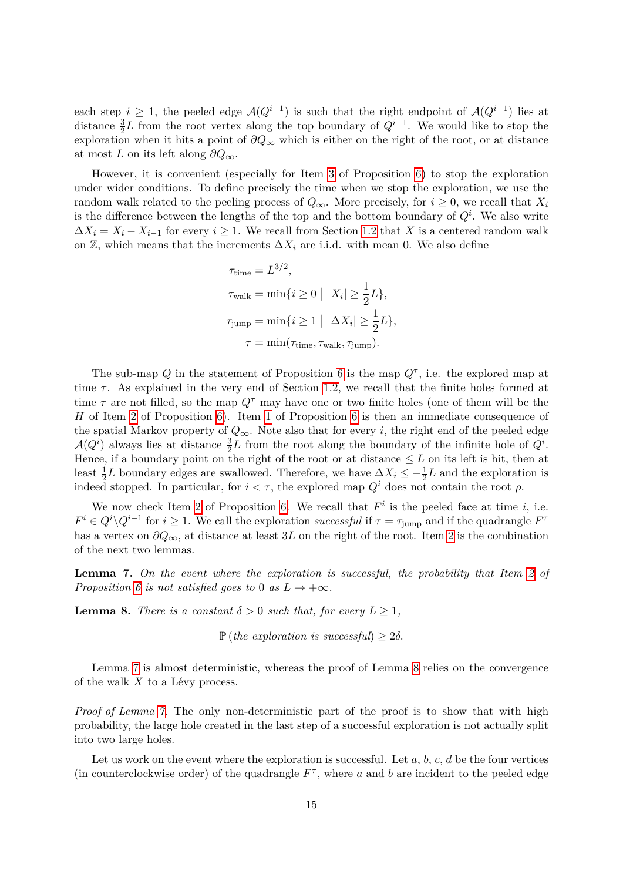each step $i \geq 1$, the peeled edge $\mathcal{A}(Q^{i-1})$ is such that the right endpoint of $\mathcal{A}(Q^{i-1})$ lies at distance $\frac{3}{2}L$ from the root vertex along the top boundary of $Q^{i-1}$. We would like to stop the exploration when it hits a point of $\partial Q_\infty$ which is either on the right of the root, or at distance at most $L$ on its left along $\partial Q_\infty$.

However, it is convenient (especially for Item 3 of Proposition 6) to stop the exploration under wider conditions. To define precisely the time when we stop the exploration, we use the random walk related to the peeling process of $Q_\infty$. More precisely, for $i \geq 0$, we recall that $X_i$ is the difference between the lengths of the top and the bottom boundary of $Q^i$. We also write $\Delta X_i = X_i - X_{i-1}$ for every $i \geq 1$. We recall from Section 1.2 that $X$ is a centered random walk on $\mathbb{Z}$, which means that the increments $\Delta X_i$ are i.i.d. with mean 0. We also define

$$
\begin{aligned}
\tau_{\text{time}} &= L^{3/2}, \\
\tau_{\text{walk}} &= \min\{i \geq 0 \mid |X_i| \geq \frac{1}{2}L\}, \\
\tau_{\text{jump}} &= \min\{i \geq 1 \mid |\Delta X_i| \geq \frac{1}{2}L\}, \\
\tau &= \min(\tau_{\text{time}}, \tau_{\text{walk}}, \tau_{\text{jump}}).
\end{aligned}
$$

The sub-map $Q$ in the statement of Proposition 6 is the map $Q^\tau$, i.e. the explored map at time $\tau$. As explained in the very end of Section 1.2, we recall that the finite holes formed at time $\tau$ are not filled, so the map $Q^\tau$ may have one or two finite holes (one of them will be the $H$ of Item 2 of Proposition 6). Item 1 of Proposition 6 is then an immediate consequence of the spatial Markov property of $Q_\infty$. Note also that for every $i$, the right end of the peeled edge $\mathcal{A}(Q^i)$ always lies at distance $\frac{3}{2}L$ from the root along the boundary of the infinite hole of $Q^i$. Hence, if a boundary point on the right of the root or at distance $\leq L$ on its left is hit, then at least $\frac{1}{2}L$ boundary edges are swallowed. Therefore, we have $\Delta X_i \leq -\frac{1}{2}L$ and the exploration is indeed stopped. In particular, for $i < \tau$, the explored map $Q^i$ does not contain the root $\rho$.

We now check Item 2 of Proposition 6. We recall that $F^i$ is the peeled face at time $i$, i.e. $F^i \in Q^i \backslash Q^{i-1}$ for $i \geq 1$. We call the exploration *successful* if $\tau = \tau_{\text{jump}}$ and if the quadrangle $F^\tau$ has a vertex on $\partial Q_\infty$, at distance at least $3L$ on the right of the root. Item 2 is the combination of the next two lemmas.

**Lemma 7.** *On the event where the exploration is successful, the probability that Item 2 of Proposition 6 is not satisfied goes to 0 as $L \to +\infty$.*

**Lemma 8.** *There is a constant $\delta > 0$ such that, for every $L \geq 1$,*

$$\mathbb{P}\left(\text{the exploration is successful}\right) \geq 2\delta.$$

Lemma 7 is almost deterministic, whereas the proof of Lemma 8 relies on the convergence of the walk $X$ to a Lévy process.

*Proof of Lemma 7.* The only non-deterministic part of the proof is to show that with high probability, the large hole created in the last step of a successful exploration is not actually split into two large holes.

Let us work on the event where the exploration is successful. Let $a$, $b$, $c$, $d$ be the four vertices (in counterclockwise order) of the quadrangle $F^\tau$, where $a$ and $b$ are incident to the peeled edge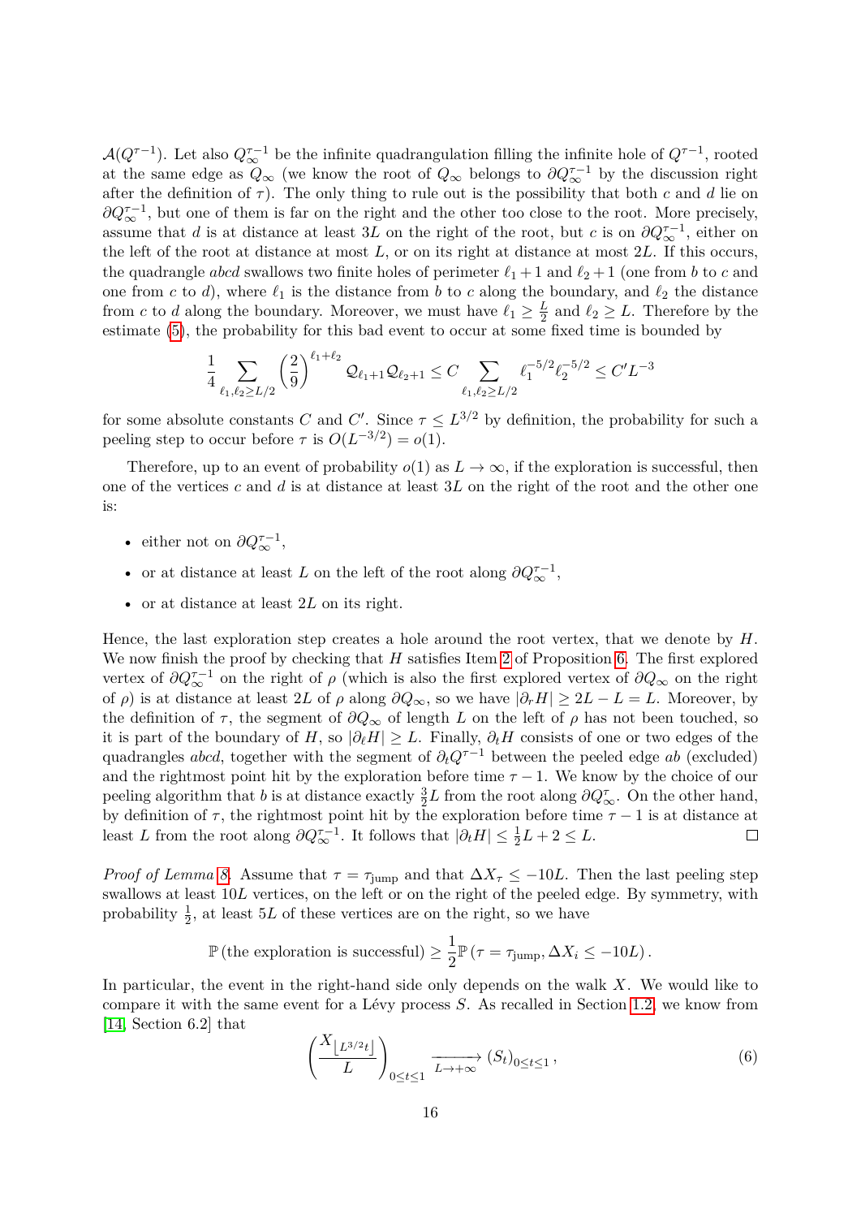$\mathcal{A}(Q^{\tau-1})$. Let also $Q_\infty^{\tau-1}$ be the infinite quadrangulation filling the infinite hole of $Q^{\tau-1}$, rooted at the same edge as $Q_\infty$ (we know the root of $Q_\infty$ belongs to $\partial Q_\infty^{\tau-1}$ by the discussion right after the definition of $\tau$). The only thing to rule out is the possibility that both $c$ and $d$ lie on $\partial Q_\infty^{\tau-1}$, but one of them is far on the right and the other too close to the root. More precisely, assume that $d$ is at distance at least $3L$ on the right of the root, but $c$ is on $\partial Q_\infty^{\tau-1}$, either on the left of the root at distance at most $L$, or on its right at distance at most $2L$. If this occurs, the quadrangle $abcd$ swallows two finite holes of perimeter $\ell_1+1$ and $\ell_2+1$ (one from $b$ to $c$ and one from $c$ to $d$), where $\ell_1$ is the distance from $b$ to $c$ along the boundary, and $\ell_2$ the distance from $c$ to $d$ along the boundary. Moreover, we must have $\ell_1 \geq \frac{L}{2}$ and $\ell_2 \geq L$. Therefore by the estimate (5), the probability for this bad event to occur at some fixed time is bounded by

$$\frac{1}{4}\sum_{\ell_1,\ell_2 \geq L/2} \left(\frac{2}{9}\right)^{\ell_1+\ell_2} \mathcal{Q}_{\ell_1+1}\mathcal{Q}_{\ell_2+1} \leq C \sum_{\ell_1,\ell_2 \geq L/2} \ell_1^{-5/2}\ell_2^{-5/2} \leq C' L^{-3}$$

for some absolute constants $C$ and $C'$. Since $\tau \leq L^{3/2}$ by definition, the probability for such a peeling step to occur before $\tau$ is $O(L^{-3/2}) = o(1)$.

Therefore, up to an event of probability $o(1)$ as $L \to \infty$, if the exploration is successful, then one of the vertices $c$ and $d$ is at distance at least $3L$ on the right of the root and the other one is:

- either not on $\partial Q_\infty^{\tau-1}$,
- or at distance at least $L$ on the left of the root along $\partial Q_\infty^{\tau-1}$,
- or at distance at least $2L$ on its right.

Hence, the last exploration step creates a hole around the root vertex, that we denote by $H$. We now finish the proof by checking that $H$ satisfies Item 2 of Proposition 6. The first explored vertex of $\partial Q_\infty^{\tau-1}$ on the right of $\rho$ (which is also the first explored vertex of $\partial Q_\infty$ on the right of $\rho$) is at distance at least $2L$ of $\rho$ along $\partial Q_\infty$, so we have $|\partial_r H| \geq 2L - L = L$. Moreover, by the definition of $\tau$, the segment of $\partial Q_\infty$ of length $L$ on the left of $\rho$ has not been touched, so it is part of the boundary of $H$, so $|\partial_\ell H| \geq L$. Finally, $\partial_t H$ consists of one or two edges of the quadrangles $abcd$, together with the segment of $\partial_t Q^{\tau-1}$ between the peeled edge $ab$ (excluded) and the rightmost point hit by the exploration before time $\tau - 1$. We know by the choice of our peeling algorithm that $b$ is at distance exactly $\frac{3}{2}L$ from the root along $\partial Q_\infty^\tau$. On the other hand, by definition of $\tau$, the rightmost point hit by the exploration before time $\tau-1$ is at distance at least $L$ from the root along $\partial Q_\infty^{\tau-1}$. It follows that $|\partial_t H| \leq \frac{1}{2}L + 2 \leq L$. ◻

*Proof of Lemma 8.* Assume that $\tau = \tau_{\text{jump}}$ and that $\Delta X_\tau \leq -10L$. Then the last peeling step swallows at least $10L$ vertices, on the left or on the right of the peeled edge. By symmetry, with probability $\frac{1}{2}$, at least $5L$ of these vertices are on the right, so we have

$$\mathbb{P}\left(\text{the exploration is successful}\right) \geq \frac{1}{2}\mathbb{P}\left(\tau = \tau_{\text{jump}}, \Delta X_i \leq -10L\right).$$

In particular, the event in the right-hand side only depends on the walk $X$. We would like to compare it with the same event for a Lévy process $S$. As recalled in Section 1.2, we know from [14, Section 6.2] that

$$\left(\frac{X_{\lfloor L^{3/2}t \rfloor}}{L}\right)_{0 \leq t \leq 1} \xrightarrow[L \to +\infty]{} (S_t)_{0 \leq t \leq 1}, \tag{6}$$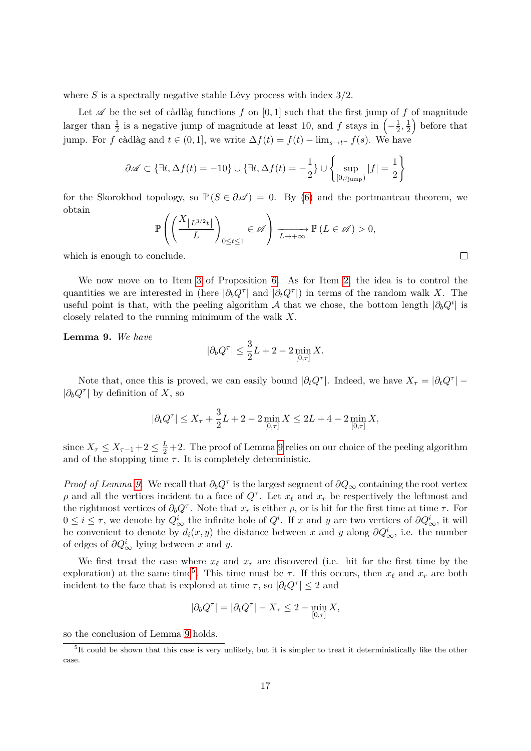where $S$ is a spectrally negative stable Lévy process with index $3/2$.

Let $\mathscr{A}$ be the set of càdlàg functions $f$ on $[0,1]$ such that the first jump of $f$ of magnitude larger than $\frac{1}{2}$ is a negative jump of magnitude at least 10, and $f$ stays in $\left(-\frac{1}{2}, \frac{1}{2}\right)$ before that jump. For $f$ càdlàg and $t \in (0,1]$, we write $\Delta f(t) = f(t) - \lim_{s \to t^-} f(s)$. We have

$$\partial \mathscr{A} \subset \{\exists t, \Delta f(t) = -10\} \cup \{\exists t, \Delta f(t) = -\frac{1}{2}\} \cup \left\{ \sup_{[0,\tau_{\text{jump}})} |f| = \frac{1}{2} \right\}$$

for the Skorokhod topology, so $\mathbb{P}(S \in \partial \mathscr{A}) = 0$. By (6) and the portmanteau theorem, we obtain

$$\mathbb{P}\left( \left( \frac{X_{\lfloor L^{3/2} t \rfloor}}{L} \right)_{0 \le t \le 1} \in \mathscr{A} \right) \xrightarrow[L \to +\infty]{} \mathbb{P}(L \in \mathscr{A}) > 0,$$

which is enough to conclude. $\square$

We now move on to Item 3 of Proposition 6. As for Item 2, the idea is to control the quantities we are interested in (here $|\partial_b Q^\tau|$ and $|\partial_t Q^\tau|$) in terms of the random walk $X$. The useful point is that, with the peeling algorithm $\mathcal{A}$ that we chose, the bottom length $|\partial_b Q^i|$ is closely related to the running minimum of the walk $X$.

**Lemma 9.** *We have*

$$|\partial_b Q^\tau| \le \frac{3}{2} L + 2 - 2 \min_{[0,\tau]} X.$$

Note that, once this is proved, we can easily bound $|\partial_t Q^\tau|$. Indeed, we have $X_\tau = |\partial_t Q^\tau| - |\partial_b Q^\tau|$ by definition of $X$, so

$$|\partial_t Q^\tau| \le X_\tau + \frac{3}{2} L + 2 - 2 \min_{[0,\tau]} X \le 2L + 4 - 2 \min_{[0,\tau]} X,$$

since $X_\tau \le X_{\tau-1} + 2 \le \frac{L}{2} + 2$. The proof of Lemma 9 relies on our choice of the peeling algorithm and of the stopping time $\tau$. It is completely deterministic.

*Proof of Lemma 9.* We recall that $\partial_b Q^\tau$ is the largest segment of $\partial Q_\infty$ containing the root vertex $\rho$ and all the vertices incident to a face of $Q^\tau$. Let $x_\ell$ and $x_r$ be respectively the leftmost and the rightmost vertices of $\partial_b Q^\tau$. Note that $x_r$ is either $\rho$, or is hit for the first time at time $\tau$. For $0 \le i \le \tau$, we denote by $Q^i_\infty$ the infinite hole of $Q^i$. If $x$ and $y$ are two vertices of $\partial Q^i_\infty$, it will be convenient to denote by $d_i(x,y)$ the distance between $x$ and $y$ along $\partial Q^i_\infty$, i.e. the number of edges of $\partial Q^i_\infty$ lying between $x$ and $y$.

We first treat the case where $x_\ell$ and $x_r$ are discovered (i.e. hit for the first time by the exploration) at the same time[5]. This time must be $\tau$. If this occurs, then $x_\ell$ and $x_r$ are both incident to the face that is explored at time $\tau$, so $|\partial_t Q^\tau| \le 2$ and

$$|\partial_b Q^\tau| = |\partial_t Q^\tau| - X_\tau \le 2 - \min_{[0,\tau]} X,$$

so the conclusion of Lemma 9 holds.

[5] It could be shown that this case is very unlikely, but it is simpler to treat it deterministically like the other case.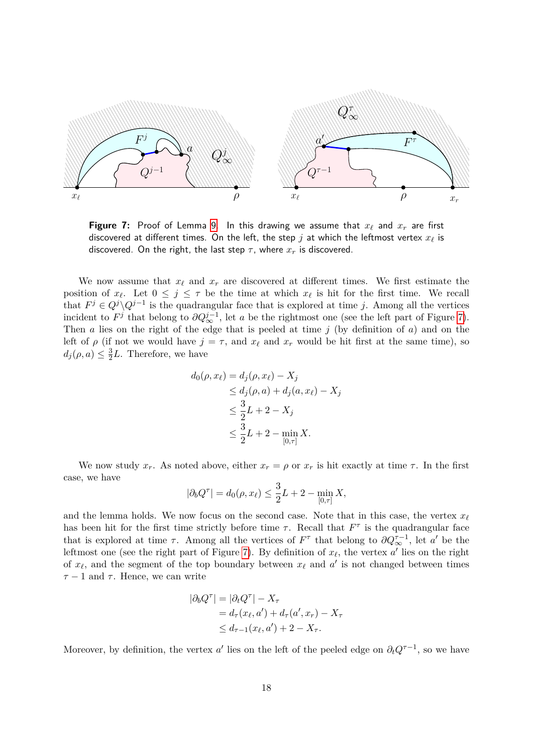**Figure 7:** Proof of Lemma 9. In this drawing we assume that $x_\ell$ and $x_r$ are first discovered at different times. On the left, the step $j$ at which the leftmost vertex $x_\ell$ is discovered. On the right, the last step $\tau$, where $x_r$ is discovered.

We now assume that $x_\ell$ and $x_r$ are discovered at different times. We first estimate the position of $x_\ell$. Let $0 \le j \le \tau$ be the time at which $x_\ell$ is hit for the first time. We recall that $F^j \in Q^j \backslash Q^{j-1}$ is the quadrangular face that is explored at time $j$. Among all the vertices incident to $F^j$ that belong to $\partial Q_\infty^{j-1}$, let $a$ be the rightmost one (see the left part of Figure 7). Then $a$ lies on the right of the edge that is peeled at time $j$ (by definition of $a$) and on the left of $\rho$ (if not we would have $j = \tau$, and $x_\ell$ and $x_r$ would be hit first at the same time), so $d_j(\rho, a) \le \frac{3}{2}L$. Therefore, we have

$$
\begin{aligned}
d_0(\rho, x_\ell) &= d_j(\rho, x_\ell) - X_j \\
&\le d_j(\rho, a) + d_j(a, x_\ell) - X_j \\
&\le \frac{3}{2}L + 2 - X_j \\
&\le \frac{3}{2}L + 2 - \min_{[0,\tau]} X.
\end{aligned}
$$

We now study $x_r$. As noted above, either $x_r = \rho$ or $x_r$ is hit exactly at time $\tau$. In the first case, we have

$$
|\partial_b Q^\tau| = d_0(\rho, x_\ell) \le \frac{3}{2}L + 2 - \min_{[0,\tau]} X,
$$

and the lemma holds. We now focus on the second case. Note that in this case, the vertex $x_\ell$ has been hit for the first time strictly before time $\tau$. Recall that $F^\tau$ is the quadrangular face that is explored at time $\tau$. Among all the vertices of $F^\tau$ that belong to $\partial Q_\infty^{\tau-1}$, let $a'$ be the leftmost one (see the right part of Figure 7). By definition of $x_\ell$, the vertex $a'$ lies on the right of $x_\ell$, and the segment of the top boundary between $x_\ell$ and $a'$ is not changed between times $\tau - 1$ and $\tau$. Hence, we can write

$$
\begin{aligned}
|\partial_b Q^\tau| &= |\partial_t Q^\tau| - X_\tau \\
&= d_\tau(x_\ell, a') + d_\tau(a', x_r) - X_\tau \\
&\le d_{\tau-1}(x_\ell, a') + 2 - X_\tau.
\end{aligned}
$$

Moreover, by definition, the vertex $a'$ lies on the left of the peeled edge on $\partial_t Q^{\tau-1}$, so we have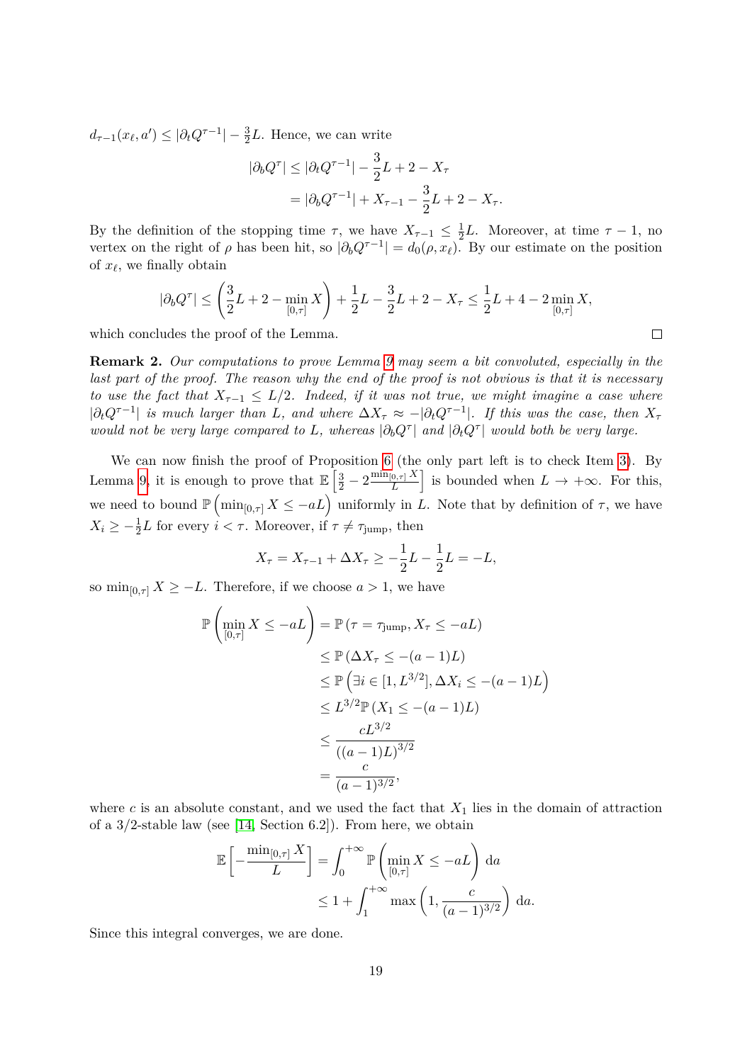$d_{\tau-1}(x_\ell, a') \le |\partial_t Q^{\tau-1}| - \frac{3}{2}L$. Hence, we can write

$$
\begin{aligned}
|\partial_b Q^\tau| &\le |\partial_t Q^{\tau-1}| - \frac{3}{2}L + 2 - X_\tau \\
&= |\partial_b Q^{\tau-1}| + X_{\tau-1} - \frac{3}{2}L + 2 - X_\tau.
\end{aligned}
$$

By the definition of the stopping time $\tau$, we have $X_{\tau-1} \le \frac{1}{2}L$. Moreover, at time $\tau - 1$, no vertex on the right of $\rho$ has been hit, so $|\partial_b Q^{\tau-1}| = d_0(\rho, x_\ell)$. By our estimate on the position of $x_\ell$, we finally obtain

$$
|\partial_b Q^\tau| \le \left(\frac{3}{2}L + 2 - \min_{[0,\tau]} X\right) + \frac{1}{2}L - \frac{3}{2}L + 2 - X_\tau \le \frac{1}{2}L + 4 - 2\min_{[0,\tau]} X,
$$

which concludes the proof of the Lemma. □

**Remark 2.** *Our computations to prove Lemma 9 may seem a bit convoluted, especially in the last part of the proof. The reason why the end of the proof is not obvious is that it is necessary to use the fact that $X_{\tau-1} \le L/2$. Indeed, if it was not true, we might imagine a case where $|\partial_t Q^{\tau-1}|$ is much larger than $L$, and where $\Delta X_\tau \approx -|\partial_t Q^{\tau-1}|$. If this was the case, then $X_\tau$ would not be very large compared to $L$, whereas $|\partial_b Q^\tau|$ and $|\partial_t Q^\tau|$ would both be very large.*

We can now finish the proof of Proposition 6 (the only part left is to check Item 3). By Lemma 9, it is enough to prove that $\mathbb{E}\left[\frac{3}{2} - 2\frac{\min_{[0,\tau]} X}{L}\right]$ is bounded when $L \to +\infty$. For this, we need to bound $\mathbb{P}\left(\min_{[0,\tau]} X \le -aL\right)$ uniformly in $L$. Note that by definition of $\tau$, we have $X_i \ge -\frac{1}{2}L$ for every $i < \tau$. Moreover, if $\tau \ne \tau_{\text{jump}}$, then

$$
X_\tau = X_{\tau-1} + \Delta X_\tau \ge -\frac{1}{2}L - \frac{1}{2}L = -L,
$$

so $\min_{[0,\tau]} X \ge -L$. Therefore, if we choose $a > 1$, we have

$$
\begin{aligned}
\mathbb{P}\left(\min_{[0,\tau]} X \le -aL\right) &= \mathbb{P}\left(\tau = \tau_{\text{jump}}, X_\tau \le -aL\right) \\
&\le \mathbb{P}\left(\Delta X_\tau \le -(a-1)L\right) \\
&\le \mathbb{P}\left(\exists i \in [1, L^{3/2}], \Delta X_i \le -(a-1)L\right) \\
&\le L^{3/2}\,\mathbb{P}\left(X_1 \le -(a-1)L\right) \\
&\le \frac{cL^{3/2}}{((a-1)L)^{3/2}} \\
&= \frac{c}{(a-1)^{3/2}},
\end{aligned}
$$

where $c$ is an absolute constant, and we used the fact that $X_1$ lies in the domain of attraction of a 3/2-stable law (see [14, Section 6.2]). From here, we obtain

$$
\begin{aligned}
\mathbb{E}\left[-\frac{\min_{[0,\tau]} X}{L}\right] &= \int_0^{+\infty} \mathbb{P}\left(\min_{[0,\tau]} X \le -aL\right) \mathrm{d}a \\
&\le 1 + \int_1^{+\infty} \max\left(1, \frac{c}{(a-1)^{3/2}}\right) \mathrm{d}a.
\end{aligned}
$$

Since this integral converges, we are done.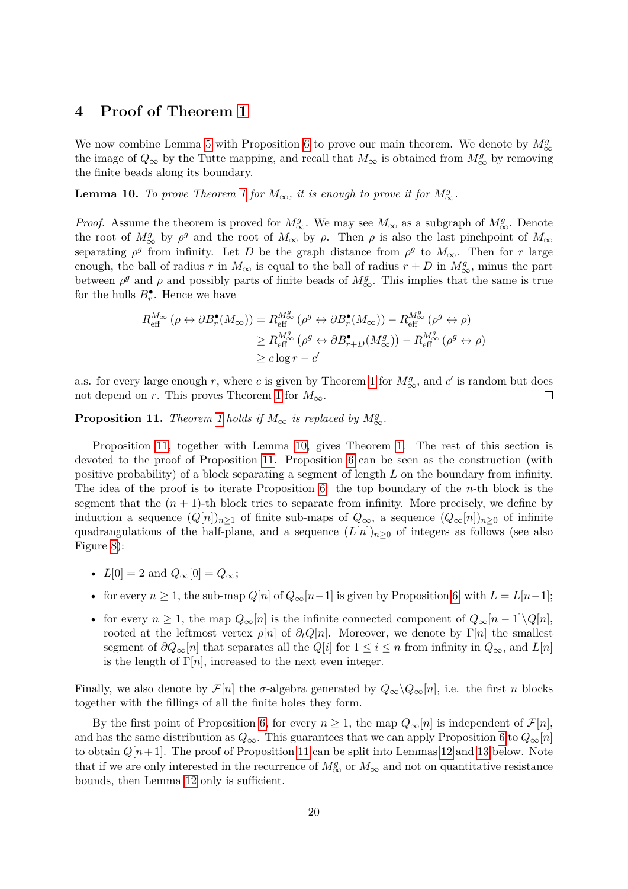## 4 Proof of Theorem 1

We now combine Lemma 5 with Proposition 6 to prove our main theorem. We denote by $M_\infty^g$ the image of $Q_\infty$ by the Tutte mapping, and recall that $M_\infty$ is obtained from $M_\infty^g$ by removing the finite beads along its boundary.

**Lemma 10.** *To prove Theorem 1 for $M_\infty$, it is enough to prove it for $M_\infty^g$.*

*Proof.* Assume the theorem is proved for $M_\infty^g$. We may see $M_\infty$ as a subgraph of $M_\infty^g$. Denote the root of $M_\infty^g$ by $\rho^g$ and the root of $M_\infty$ by $\rho$. Then $\rho$ is also the last pinchpoint of $M_\infty$ separating $\rho^g$ from infinity. Let $D$ be the graph distance from $\rho^g$ to $M_\infty$. Then for $r$ large enough, the ball of radius $r$ in $M_\infty$ is equal to the ball of radius $r+D$ in $M_\infty^g$, minus the part between $\rho^g$ and $\rho$ and possibly parts of finite beads of $M_\infty^g$. This implies that the same is true for the hulls $B_r^\bullet$. Hence we have

$$
\begin{aligned}
R_{\text{eff}}^{M_\infty}\left(\rho \leftrightarrow \partial B_r^\bullet(M_\infty)\right) &= R_{\text{eff}}^{M_\infty^g}\left(\rho^g \leftrightarrow \partial B_r^\bullet(M_\infty)\right) - R_{\text{eff}}^{M_\infty^g}\left(\rho^g \leftrightarrow \rho\right) \\
&\geq R_{\text{eff}}^{M_\infty^g}\left(\rho^g \leftrightarrow \partial B_{r+D}^\bullet(M_\infty^g)\right) - R_{\text{eff}}^{M_\infty^g}\left(\rho^g \leftrightarrow \rho\right) \\
&\geq c \log r - c'
\end{aligned}
$$

a.s. for every large enough $r$, where $c$ is given by Theorem 1 for $M_\infty^g$, and $c'$ is random but does not depend on $r$. This proves Theorem 1 for $M_\infty$. □

**Proposition 11.** *Theorem 1 holds if $M_\infty$ is replaced by $M_\infty^g$.*

Proposition 11, together with Lemma 10, gives Theorem 1. The rest of this section is devoted to the proof of Proposition 11. Proposition 6 can be seen as the construction (with positive probability) of a block separating a segment of length $L$ on the boundary from infinity. The idea of the proof is to iterate Proposition 6: the top boundary of the $n$-th block is the segment that the $(n+1)$-th block tries to separate from infinity. More precisely, we define by induction a sequence $(Q[n])_{n\geq 1}$ of finite sub-maps of $Q_\infty$, a sequence $(Q_\infty[n])_{n\geq 0}$ of infinite quadrangulations of the half-plane, and a sequence $(L[n])_{n\geq 0}$ of integers as follows (see also Figure 8):

- $L[0] = 2$ and $Q_\infty[0] = Q_\infty$;
- for every $n \geq 1$, the sub-map $Q[n]$ of $Q_\infty[n-1]$ is given by Proposition 6, with $L = L[n-1]$;
- for every $n \geq 1$, the map $Q_\infty[n]$ is the infinite connected component of $Q_\infty[n-1] \backslash Q[n]$, rooted at the leftmost vertex $\rho[n]$ of $\partial_t Q[n]$. Moreover, we denote by $\Gamma[n]$ the smallest segment of $\partial Q_\infty[n]$ that separates all the $Q[i]$ for $1 \leq i \leq n$ from infinity in $Q_\infty$, and $L[n]$ is the length of $\Gamma[n]$, increased to the next even integer.

Finally, we also denote by $\mathcal{F}[n]$ the $\sigma$-algebra generated by $Q_\infty \backslash Q_\infty[n]$, i.e. the first $n$ blocks together with the fillings of all the finite holes they form.

By the first point of Proposition 6, for every $n \geq 1$, the map $Q_\infty[n]$ is independent of $\mathcal{F}[n]$, and has the same distribution as $Q_\infty$. This guarantees that we can apply Proposition 6 to $Q_\infty[n]$ to obtain $Q[n+1]$. The proof of Proposition 11 can be split into Lemmas 12 and 13 below. Note that if we are only interested in the recurrence of $M_\infty^g$ or $M_\infty$ and not on quantitative resistance bounds, then Lemma 12 only is sufficient.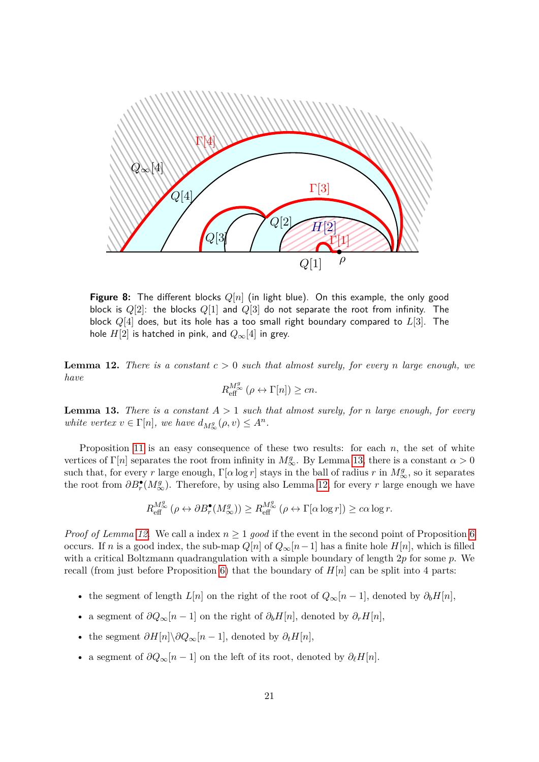**Figure 8:** The different blocks $Q[n]$ (in light blue). On this example, the only good block is $Q[2]$: the blocks $Q[1]$ and $Q[3]$ do not separate the root from infinity. The block $Q[4]$ does, but its hole has a too small right boundary compared to $L[3]$. The hole $H[2]$ is hatched in pink, and $Q_\infty[4]$ in grey.

**Lemma 12.** *There is a constant $c > 0$ such that almost surely, for every $n$ large enough, we have*

$$R_{\text{eff}}^{M_\infty^g}\left(\rho \leftrightarrow \Gamma[n]\right) \geq cn.$$

**Lemma 13.** *There is a constant $A > 1$ such that almost surely, for $n$ large enough, for every white vertex $v \in \Gamma[n]$, we have $d_{M_\infty^g}(\rho, v) \leq A^n$.*

Proposition 11 is an easy consequence of these two results: for each $n$, the set of white vertices of $\Gamma[n]$ separates the root from infinity in $M_\infty^g$. By Lemma 13, there is a constant $\alpha > 0$ such that, for every $r$ large enough, $\Gamma[\alpha \log r]$ stays in the ball of radius $r$ in $M_\infty^g$, so it separates the root from $\partial B_r^\bullet(M_\infty^g)$. Therefore, by using also Lemma 12, for every $r$ large enough we have

$$R_{\text{eff}}^{M_\infty^g}\left(\rho \leftrightarrow \partial B_r^\bullet(M_\infty^g)\right) \geq R_{\text{eff}}^{M_\infty^g}\left(\rho \leftrightarrow \Gamma[\alpha \log r]\right) \geq c\alpha \log r.$$

*Proof of Lemma 12.* We call a index $n \geq 1$ *good* if the event in the second point of Proposition 6 occurs. If $n$ is a good index, the sub-map $Q[n]$ of $Q_\infty[n-1]$ has a finite hole $H[n]$, which is filled with a critical Boltzmann quadrangulation with a simple boundary of length $2p$ for some $p$. We recall (from just before Proposition 6) that the boundary of $H[n]$ can be split into 4 parts:

- the segment of length $L[n]$ on the right of the root of $Q_\infty[n-1]$, denoted by $\partial_b H[n]$,
- a segment of $\partial Q_\infty[n-1]$ on the right of $\partial_b H[n]$, denoted by $\partial_r H[n]$,
- the segment $\partial H[n] \backslash \partial Q_\infty[n-1]$, denoted by $\partial_t H[n]$,
- a segment of $\partial Q_\infty[n-1]$ on the left of its root, denoted by $\partial_\ell H[n]$.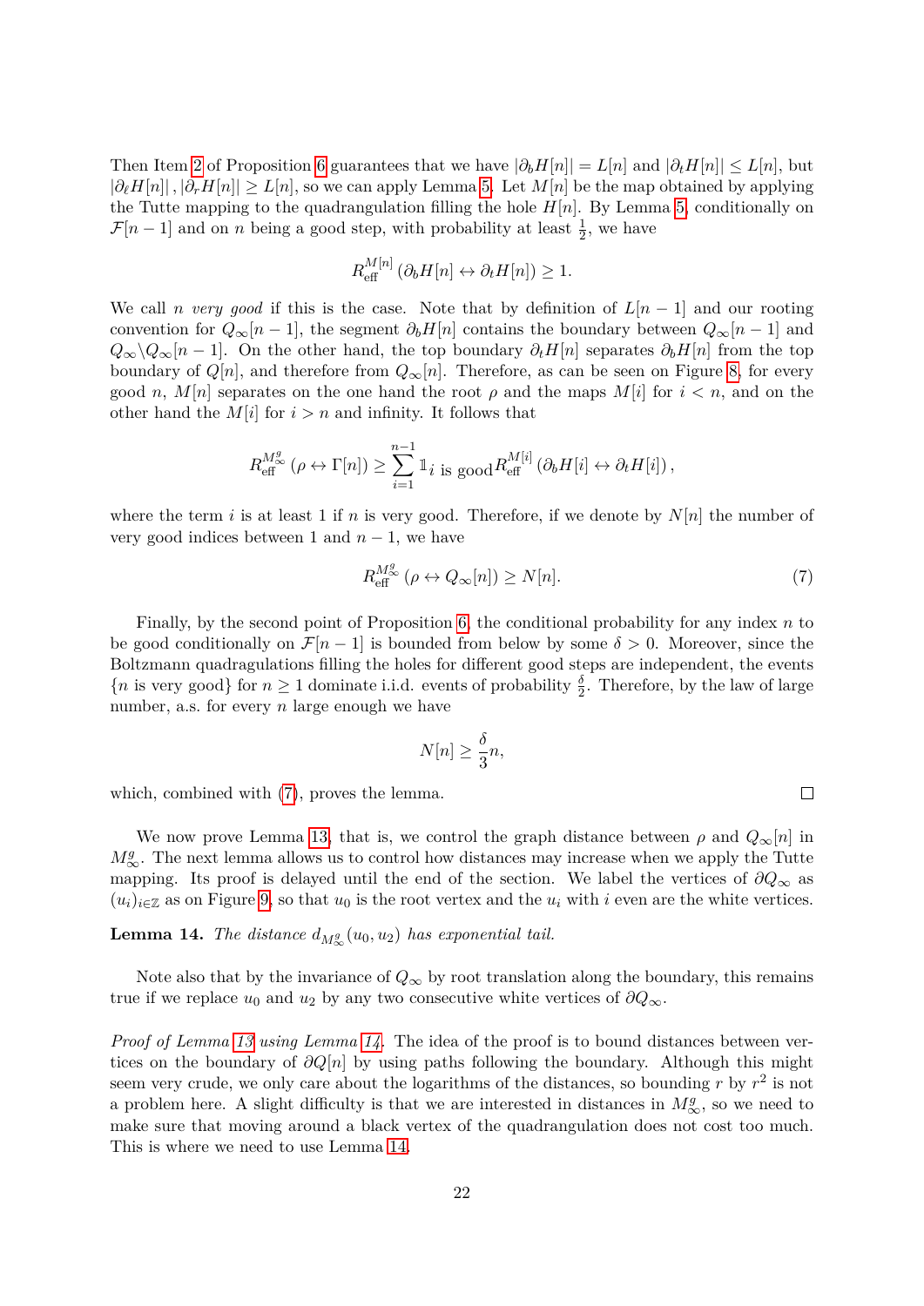Then Item 2 of Proposition 6 guarantees that we have $|\partial_b H[n]| = L[n]$ and $|\partial_t H[n]| \leq L[n]$, but $|\partial_\ell H[n]|, |\partial_r H[n]| \geq L[n]$, so we can apply Lemma 5. Let $M[n]$ be the map obtained by applying the Tutte mapping to the quadrangulation filling the hole $H[n]$. By Lemma 5, conditionally on $\mathcal{F}[n-1]$ and on $n$ being a good step, with probability at least $\frac{1}{2}$, we have

$$R_{\text{eff}}^{M[n]}\left(\partial_b H[n] \leftrightarrow \partial_t H[n]\right) \geq 1.$$

We call $n$ *very good* if this is the case. Note that by definition of $L[n-1]$ and our rooting convention for $Q_\infty[n-1]$, the segment $\partial_b H[n]$ contains the boundary between $Q_\infty[n-1]$ and $Q_\infty \backslash Q_\infty[n-1]$. On the other hand, the top boundary $\partial_t H[n]$ separates $\partial_b H[n]$ from the top boundary of $Q[n]$, and therefore from $Q_\infty[n]$. Therefore, as can be seen on Figure 8, for every good $n$, $M[n]$ separates on the one hand the root $\rho$ and the maps $M[i]$ for $i < n$, and on the other hand the $M[i]$ for $i > n$ and infinity. It follows that

$$R_{\text{eff}}^{M_\infty^g}\left(\rho \leftrightarrow \Gamma[n]\right) \geq \sum_{i=1}^{n-1} \mathbb{1}_{i \text{ is good}} R_{\text{eff}}^{M[i]}\left(\partial_b H[i] \leftrightarrow \partial_t H[i]\right),$$

where the term $i$ is at least 1 if $n$ is very good. Therefore, if we denote by $N[n]$ the number of very good indices between 1 and $n-1$, we have

$$R_{\text{eff}}^{M_\infty^g}\left(\rho \leftrightarrow Q_\infty[n]\right) \geq N[n]. \tag{7}$$

Finally, by the second point of Proposition 6, the conditional probability for any index $n$ to be good conditionally on $\mathcal{F}[n-1]$ is bounded from below by some $\delta > 0$. Moreover, since the Boltzmann quadrangulations filling the holes for different good steps are independent, the events $\{n \text{ is very good}\}$ for $n \geq 1$ dominate i.i.d. events of probability $\frac{\delta}{2}$. Therefore, by the law of large number, a.s. for every $n$ large enough we have

$$N[n] \geq \frac{\delta}{3} n,$$

which, combined with (7), proves the lemma. □

We now prove Lemma 13, that is, we control the graph distance between $\rho$ and $Q_\infty[n]$ in $M_\infty^g$. The next lemma allows us to control how distances may increase when we apply the Tutte mapping. Its proof is delayed until the end of the section. We label the vertices of $\partial Q_\infty$ as $(u_i)_{i \in \mathbb{Z}}$ as on Figure 9, so that $u_0$ is the root vertex and the $u_i$ with $i$ even are the white vertices.

**Lemma 14.** *The distance $d_{M_\infty^g}(u_0, u_2)$ has exponential tail.*

Note also that by the invariance of $Q_\infty$ by root translation along the boundary, this remains true if we replace $u_0$ and $u_2$ by any two consecutive white vertices of $\partial Q_\infty$.

*Proof of Lemma 13 using Lemma 14.* The idea of the proof is to bound distances between vertices on the boundary of $\partial Q[n]$ by using paths following the boundary. Although this might seem very crude, we only care about the logarithms of the distances, so bounding $r$ by $r^2$ is not a problem here. A slight difficulty is that we are interested in distances in $M_\infty^g$, so we need to make sure that moving around a black vertex of the quadrangulation does not cost too much. This is where we need to use Lemma 14.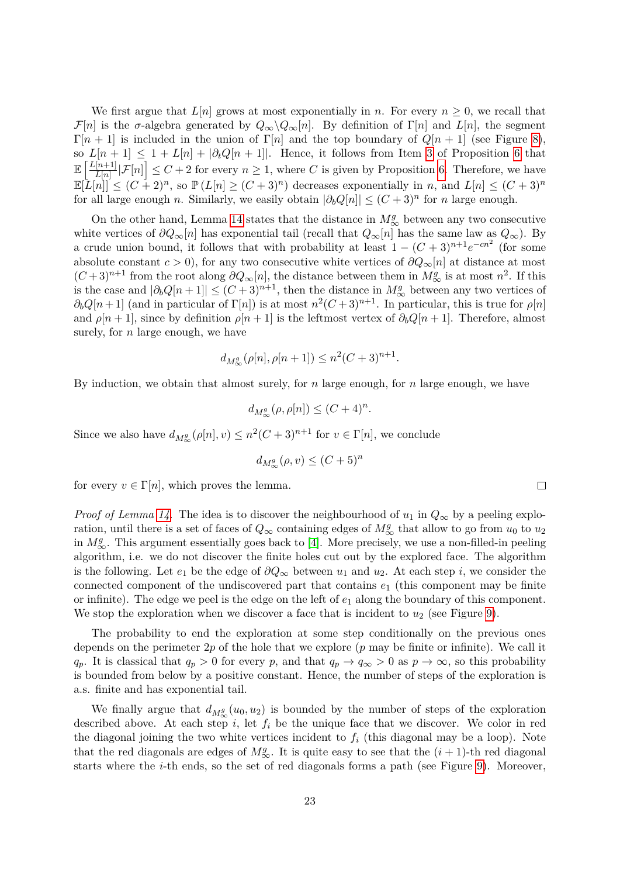We first argue that $L[n]$ grows at most exponentially in $n$. For every $n \geq 0$, we recall that $\mathcal{F}[n]$ is the $\sigma$-algebra generated by $Q_\infty \backslash Q_\infty[n]$. By definition of $\Gamma[n]$ and $L[n]$, the segment $\Gamma[n+1]$ is included in the union of $\Gamma[n]$ and the top boundary of $Q[n+1]$ (see Figure 8), so $L[n+1] \leq 1 + L[n] + |\partial_t Q[n+1]|$. Hence, it follows from Item 3 of Proposition 6 that $\mathbb{E}\left[\frac{L[n+1]}{L[n]}|\mathcal{F}[n]\right] \leq C+2$ for every $n \geq 1$, where $C$ is given by Proposition 6. Therefore, we have $\mathbb{E}[L[n]] \leq (C+2)^n$, so $\mathbb{P}\left(L[n] \geq (C+3)^n\right)$ decreases exponentially in $n$, and $L[n] \leq (C+3)^n$ for all large enough $n$. Similarly, we easily obtain $|\partial_b Q[n]| \leq (C+3)^n$ for $n$ large enough.

On the other hand, Lemma 14 states that the distance in $M_\infty^g$ between any two consecutive white vertices of $\partial Q_\infty[n]$ has exponential tail (recall that $Q_\infty[n]$ has the same law as $Q_\infty$). By a crude union bound, it follows that with probability at least $1-(C+3)^{n+1}e^{-cn^2}$ (for some absolute constant $c>0$), for any two consecutive white vertices of $\partial Q_\infty[n]$ at distance at most $(C+3)^{n+1}$ from the root along $\partial Q_\infty[n]$, the distance between them in $M_\infty^g$ is at most $n^2$. If this is the case and $|\partial_b Q[n+1]| \leq (C+3)^{n+1}$, then the distance in $M_\infty^g$ between any two vertices of $\partial_b Q[n+1]$ (and in particular of $\Gamma[n]$) is at most $n^2(C+3)^{n+1}$. In particular, this is true for $\rho[n]$ and $\rho[n+1]$, since by definition $\rho[n+1]$ is the leftmost vertex of $\partial_b Q[n+1]$. Therefore, almost surely, for $n$ large enough, we have

$$d_{M_\infty^g}(\rho[n], \rho[n+1]) \leq n^2(C+3)^{n+1}.$$

By induction, we obtain that almost surely, for $n$ large enough, for $n$ large enough, we have

$$d_{M_\infty^g}(\rho, \rho[n]) \leq (C+4)^n.$$

Since we also have $d_{M_\infty^g}(\rho[n], v) \leq n^2(C+3)^{n+1}$ for $v \in \Gamma[n]$, we conclude

$$d_{M_\infty^g}(\rho, v) \leq (C+5)^n$$

for every $v \in \Gamma[n]$, which proves the lemma. □

*Proof of Lemma 14.* The idea is to discover the neighbourhood of $u_1$ in $Q_\infty$ by a peeling exploration, until there is a set of faces of $Q_\infty$ containing edges of $M_\infty^g$ that allow to go from $u_0$ to $u_2$ in $M_\infty^g$. This argument essentially goes back to [4]. More precisely, we use a non-filled-in peeling algorithm, i.e. we do not discover the finite holes cut out by the explored face. The algorithm is the following. Let $e_1$ be the edge of $\partial Q_\infty$ between $u_1$ and $u_2$. At each step $i$, we consider the connected component of the undiscovered part that contains $e_1$ (this component may be finite or infinite). The edge we peel is the edge on the left of $e_1$ along the boundary of this component. We stop the exploration when we discover a face that is incident to $u_2$ (see Figure 9).

The probability to end the exploration at some step conditionally on the previous ones depends on the perimeter $2p$ of the hole that we explore ($p$ may be finite or infinite). We call it $q_p$. It is classical that $q_p > 0$ for every $p$, and that $q_p \to q_\infty > 0$ as $p \to \infty$, so this probability is bounded from below by a positive constant. Hence, the number of steps of the exploration is a.s. finite and has exponential tail.

We finally argue that $d_{M_\infty^g}(u_0, u_2)$ is bounded by the number of steps of the exploration described above. At each step $i$, let $f_i$ be the unique face that we discover. We color in red the diagonal joining the two white vertices incident to $f_i$ (this diagonal may be a loop). Note that the red diagonals are edges of $M_\infty^g$. It is quite easy to see that the $(i+1)$-th red diagonal starts where the $i$-th ends, so the set of red diagonals forms a path (see Figure 9). Moreover,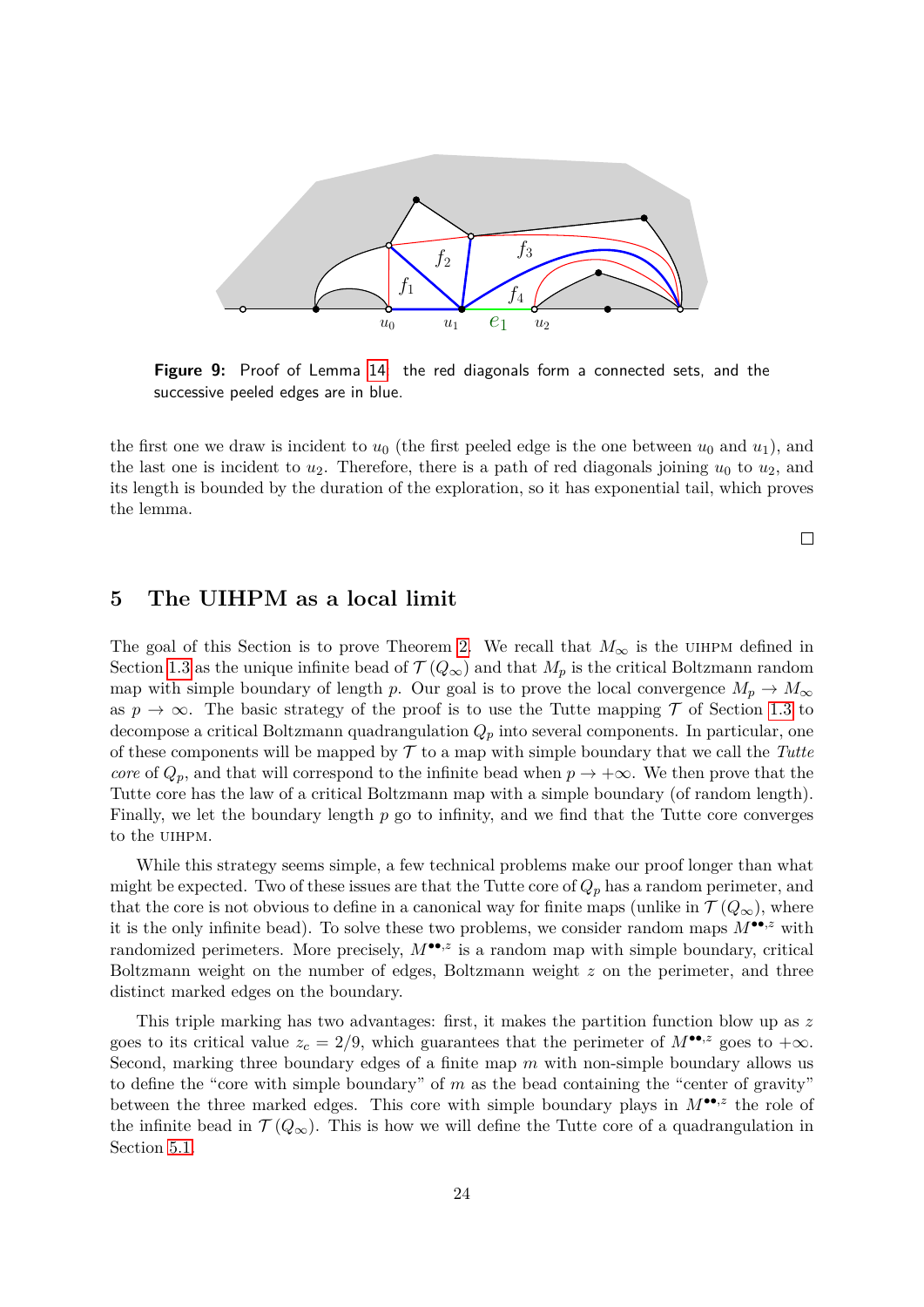Figure 9: Proof of Lemma 14: the red diagonals form a connected sets, and the successive peeled edges are in blue.

the first one we draw is incident to $u_0$ (the first peeled edge is the one between $u_0$ and $u_1$), and the last one is incident to $u_2$. Therefore, there is a path of red diagonals joining $u_0$ to $u_2$, and its length is bounded by the duration of the exploration, so it has exponential tail, which proves the lemma.

□

## 5 The UIHPM as a local limit

The goal of this Section is to prove Theorem 2. We recall that $M_\infty$ is the UIHPM defined in Section 1.3 as the unique infinite bead of $\mathcal{T}(Q_\infty)$ and that $M_p$ is the critical Boltzmann random map with simple boundary of length $p$. Our goal is to prove the local convergence $M_p \to M_\infty$ as $p \to \infty$. The basic strategy of the proof is to use the Tutte mapping $\mathcal{T}$ of Section 1.3 to decompose a critical Boltzmann quadrangulation $Q_p$ into several components. In particular, one of these components will be mapped by $\mathcal{T}$ to a map with simple boundary that we call the *Tutte core* of $Q_p$, and that will correspond to the infinite bead when $p \to +\infty$. We then prove that the Tutte core has the law of a critical Boltzmann map with a simple boundary (of random length). Finally, we let the boundary length $p$ go to infinity, and we find that the Tutte core converges to the UIHPM.

While this strategy seems simple, a few technical problems make our proof longer than what might be expected. Two of these issues are that the Tutte core of $Q_p$ has a random perimeter, and that the core is not obvious to define in a canonical way for finite maps (unlike in $\mathcal{T}(Q_\infty)$, where it is the only infinite bead). To solve these two problems, we consider random maps $M^{\bullet\bullet,z}$ with randomized perimeters. More precisely, $M^{\bullet\bullet,z}$ is a random map with simple boundary, critical Boltzmann weight on the number of edges, Boltzmann weight $z$ on the perimeter, and three distinct marked edges on the boundary.

This triple marking has two advantages: first, it makes the partition function blow up as $z$ goes to its critical value $z_c = 2/9$, which guarantees that the perimeter of $M^{\bullet\bullet,z}$ goes to $+\infty$. Second, marking three boundary edges of a finite map $m$ with non-simple boundary allows us to define the "core with simple boundary" of $m$ as the bead containing the "center of gravity" between the three marked edges. This core with simple boundary plays in $M^{\bullet\bullet,z}$ the role of the infinite bead in $\mathcal{T}(Q_\infty)$. This is how we will define the Tutte core of a quadrangulation in Section 5.1.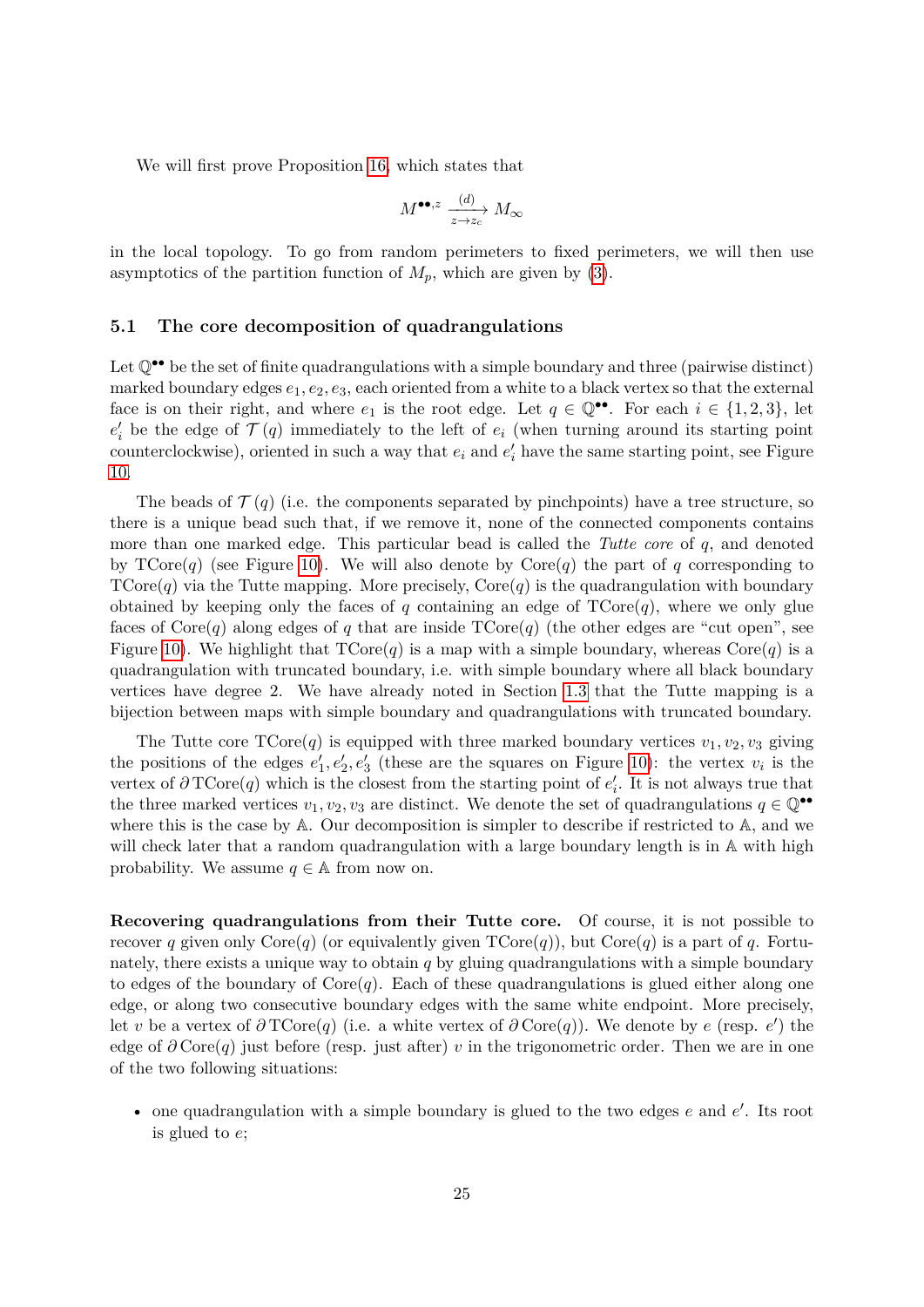We will first prove Proposition 16, which states that

$$M^{\bullet\bullet,z} \xrightarrow[z\to z_c]{(d)} M_\infty$$

in the local topology. To go from random perimeters to fixed perimeters, we will then use asymptotics of the partition function of $M_p$, which are given by (3).

### 5.1 The core decomposition of quadrangulations

Let $\mathbb{Q}^{\bullet\bullet}$ be the set of finite quadrangulations with a simple boundary and three (pairwise distinct) marked boundary edges $e_1, e_2, e_3$, each oriented from a white to a black vertex so that the external face is on their right, and where $e_1$ is the root edge. Let $q \in \mathbb{Q}^{\bullet\bullet}$. For each $i \in \{1,2,3\}$, let $e_i'$ be the edge of $\mathcal{T}(q)$ immediately to the left of $e_i$ (when turning around its starting point counterclockwise), oriented in such a way that $e_i$ and $e_i'$ have the same starting point, see Figure 10.

The beads of $\mathcal{T}(q)$ (i.e. the components separated by pinchpoints) have a tree structure, so there is a unique bead such that, if we remove it, none of the connected components contains more than one marked edge. This particular bead is called the *Tutte core* of $q$, and denoted by $\mathrm{TCore}(q)$ (see Figure 10). We will also denote by $\mathrm{Core}(q)$ the part of $q$ corresponding to $\mathrm{TCore}(q)$ via the Tutte mapping. More precisely, $\mathrm{Core}(q)$ is the quadrangulation with boundary obtained by keeping only the faces of $q$ containing an edge of $\mathrm{TCore}(q)$, where we only glue faces of $\mathrm{Core}(q)$ along edges of $q$ that are inside $\mathrm{TCore}(q)$ (the other edges are "cut open", see Figure 10). We highlight that $\mathrm{TCore}(q)$ is a map with a simple boundary, whereas $\mathrm{Core}(q)$ is a quadrangulation with truncated boundary, i.e. with simple boundary where all black boundary vertices have degree 2. We have already noted in Section 1.3 that the Tutte mapping is a bijection between maps with simple boundary and quadrangulations with truncated boundary.

The Tutte core $\mathrm{TCore}(q)$ is equipped with three marked boundary vertices $v_1, v_2, v_3$ giving the positions of the edges $e_1', e_2', e_3'$ (these are the squares on Figure 10): the vertex $v_i$ is the vertex of $\partial\,\mathrm{TCore}(q)$ which is the closest from the starting point of $e_i'$. It is not always true that the three marked vertices $v_1, v_2, v_3$ are distinct. We denote the set of quadrangulations $q \in \mathbb{Q}^{\bullet\bullet}$ where this is the case by $\mathbb{A}$. Our decomposition is simpler to describe if restricted to $\mathbb{A}$, and we will check later that a random quadrangulation with a large boundary length is in $\mathbb{A}$ with high probability. We assume $q \in \mathbb{A}$ from now on.

**Recovering quadrangulations from their Tutte core.** Of course, it is not possible to recover $q$ given only $\mathrm{Core}(q)$ (or equivalently given $\mathrm{TCore}(q)$), but $\mathrm{Core}(q)$ is a part of $q$. Fortunately, there exists a unique way to obtain $q$ by gluing quadrangulations with a simple boundary to edges of the boundary of $\mathrm{Core}(q)$. Each of these quadrangulations is glued either along one edge, or along two consecutive boundary edges with the same white endpoint. More precisely, let $v$ be a vertex of $\partial\,\mathrm{TCore}(q)$ (i.e. a white vertex of $\partial\,\mathrm{Core}(q)$). We denote by $e$ (resp. $e'$) the edge of $\partial\,\mathrm{Core}(q)$ just before (resp. just after) $v$ in the trigonometric order. Then we are in one of the two following situations:

- one quadrangulation with a simple boundary is glued to the two edges $e$ and $e'$. Its root is glued to $e$;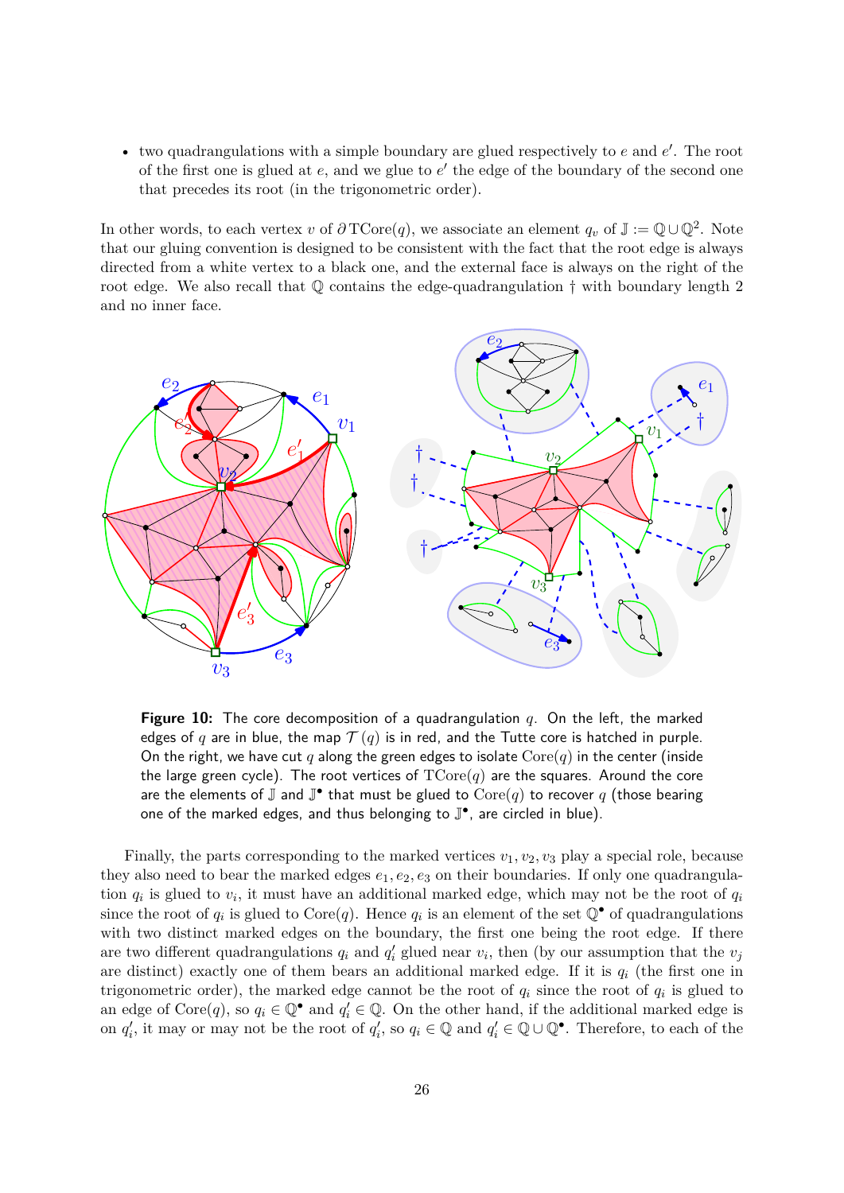- two quadrangulations with a simple boundary are glued respectively to $e$ and $e'$. The root of the first one is glued at $e$, and we glue to $e'$ the edge of the boundary of the second one that precedes its root (in the trigonometric order).

In other words, to each vertex $v$ of $\partial \mathrm{TCore}(q)$, we associate an element $q_v$ of $\mathbb{J} := \mathbb{Q} \cup \mathbb{Q}^2$. Note that our gluing convention is designed to be consistent with the fact that the root edge is always directed from a white vertex to a black one, and the external face is always on the right of the root edge. We also recall that $\mathbb{Q}$ contains the edge-quadrangulation $\dagger$ with boundary length 2 and no inner face.

**Figure 10:** The core decomposition of a quadrangulation $q$. On the left, the marked edges of $q$ are in blue, the map $\mathcal{T}(q)$ is in red, and the Tutte core is hatched in purple. On the right, we have cut $q$ along the green edges to isolate $\mathrm{Core}(q)$ in the center (inside the large green cycle). The root vertices of $\mathrm{TCore}(q)$ are the squares. Around the core are the elements of $\mathbb{J}$ and $\mathbb{J}^\bullet$ that must be glued to $\mathrm{Core}(q)$ to recover $q$ (those bearing one of the marked edges, and thus belonging to $\mathbb{J}^\bullet$, are circled in blue).

Finally, the parts corresponding to the marked vertices $v_1, v_2, v_3$ play a special role, because they also need to bear the marked edges $e_1, e_2, e_3$ on their boundaries. If only one quadrangulation $q_i$ is glued to $v_i$, it must have an additional marked edge, which may not be the root of $q_i$ since the root of $q_i$ is glued to $\mathrm{Core}(q)$. Hence $q_i$ is an element of the set $\mathbb{Q}^\bullet$ of quadrangulations with two distinct marked edges on the boundary, the first one being the root edge. If there are two different quadrangulations $q_i$ and $q_i'$ glued near $v_i$, then (by our assumption that the $v_j$ are distinct) exactly one of them bears an additional marked edge. If it is $q_i$ (the first one in trigonometric order), the marked edge cannot be the root of $q_i$ since the root of $q_i$ is glued to an edge of $\mathrm{Core}(q)$, so $q_i \in \mathbb{Q}^\bullet$ and $q_i' \in \mathbb{Q}$. On the other hand, if the additional marked edge is on $q_i'$, it may or may not be the root of $q_i'$, so $q_i \in \mathbb{Q}$ and $q_i' \in \mathbb{Q} \cup \mathbb{Q}^\bullet$. Therefore, to each of the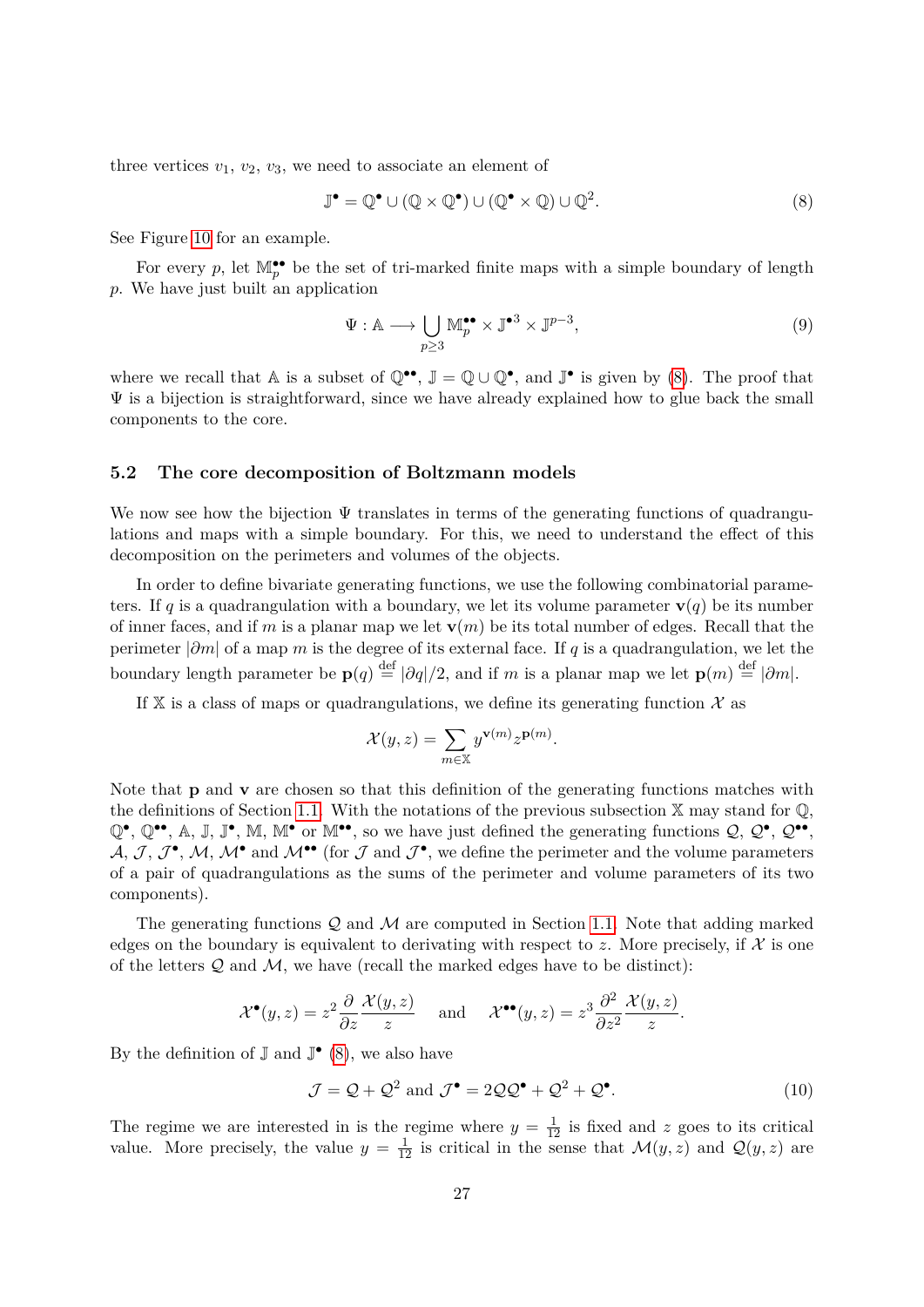three vertices $v_1$, $v_2$, $v_3$, we need to associate an element of

$$\mathbb{J}^\bullet = \mathbb{Q}^\bullet \cup (\mathbb{Q} \times \mathbb{Q}^\bullet) \cup (\mathbb{Q}^\bullet \times \mathbb{Q}) \cup \mathbb{Q}^2. \tag{8}$$

See Figure 10 for an example.

For every $p$, let $\mathbb{M}_p^{\bullet\bullet}$ be the set of tri-marked finite maps with a simple boundary of length $p$. We have just built an application

$$\Psi : \mathbb{A} \longrightarrow \bigcup_{p \geq 3} \mathbb{M}_p^{\bullet\bullet} \times \mathbb{J}^{\bullet 3} \times \mathbb{J}^{p-3}, \tag{9}$$

where we recall that $\mathbb{A}$ is a subset of $\mathbb{Q}^{\bullet\bullet}$, $\mathbb{J} = \mathbb{Q} \cup \mathbb{Q}^\bullet$, and $\mathbb{J}^\bullet$ is given by (8). The proof that $\Psi$ is a bijection is straightforward, since we have already explained how to glue back the small components to the core.

### 5.2 The core decomposition of Boltzmann models

We now see how the bijection $\Psi$ translates in terms of the generating functions of quadrangulations and maps with a simple boundary. For this, we need to understand the effect of this decomposition on the perimeters and volumes of the objects.

In order to define bivariate generating functions, we use the following combinatorial parameters. If $q$ is a quadrangulation with a boundary, we let its volume parameter $\mathbf{v}(q)$ be its number of inner faces, and if $m$ is a planar map we let $\mathbf{v}(m)$ be its total number of edges. Recall that the perimeter $|\partial m|$ of a map $m$ is the degree of its external face. If $q$ is a quadrangulation, we let the boundary length parameter be $\mathbf{p}(q) \stackrel{\text{def}}{=} |\partial q|/2$, and if $m$ is a planar map we let $\mathbf{p}(m) \stackrel{\text{def}}{=} |\partial m|$.

If $\mathbb{X}$ is a class of maps or quadrangulations, we define its generating function $\mathcal{X}$ as

$$\mathcal{X}(y,z) = \sum_{m \in \mathbb{X}} y^{\mathbf{v}(m)} z^{\mathbf{p}(m)}.$$

Note that $\mathbf{p}$ and $\mathbf{v}$ are chosen so that this definition of the generating functions matches with the definitions of Section 1.1. With the notations of the previous subsection $\mathbb{X}$ may stand for $\mathbb{Q}$, $\mathbb{Q}^\bullet$, $\mathbb{Q}^{\bullet\bullet}$, $\mathbb{A}$, $\mathbb{J}$, $\mathbb{J}^\bullet$, $\mathbb{M}$, $\mathbb{M}^\bullet$ or $\mathbb{M}^{\bullet\bullet}$, so we have just defined the generating functions $\mathcal{Q}$, $\mathcal{Q}^\bullet$, $\mathcal{Q}^{\bullet\bullet}$, $\mathcal{A}$, $\mathcal{J}$, $\mathcal{J}^\bullet$, $\mathcal{M}$, $\mathcal{M}^\bullet$ and $\mathcal{M}^{\bullet\bullet}$ (for $\mathcal{J}$ and $\mathcal{J}^\bullet$, we define the perimeter and the volume parameters of a pair of quadrangulations as the sums of the perimeter and volume parameters of its two components).

The generating functions $\mathcal{Q}$ and $\mathcal{M}$ are computed in Section 1.1. Note that adding marked edges on the boundary is equivalent to derivating with respect to $z$. More precisely, if $\mathcal{X}$ is one of the letters $\mathcal{Q}$ and $\mathcal{M}$, we have (recall the marked edges have to be distinct):

$$\mathcal{X}^\bullet(y,z) = z^2 \frac{\partial}{\partial z} \frac{\mathcal{X}(y,z)}{z} \quad \text{and} \quad \mathcal{X}^{\bullet\bullet}(y,z) = z^3 \frac{\partial^2}{\partial z^2} \frac{\mathcal{X}(y,z)}{z}.$$

By the definition of $\mathbb{J}$ and $\mathbb{J}^\bullet$ (8), we also have

$$\mathcal{J} = \mathcal{Q} + \mathcal{Q}^2 \text{ and } \mathcal{J}^\bullet = 2\mathcal{Q}\mathcal{Q}^\bullet + \mathcal{Q}^2 + \mathcal{Q}^\bullet. \tag{10}$$

The regime we are interested in is the regime where $y = \frac{1}{12}$ is fixed and $z$ goes to its critical value. More precisely, the value $y = \frac{1}{12}$ is critical in the sense that $\mathcal{M}(y,z)$ and $\mathcal{Q}(y,z)$ are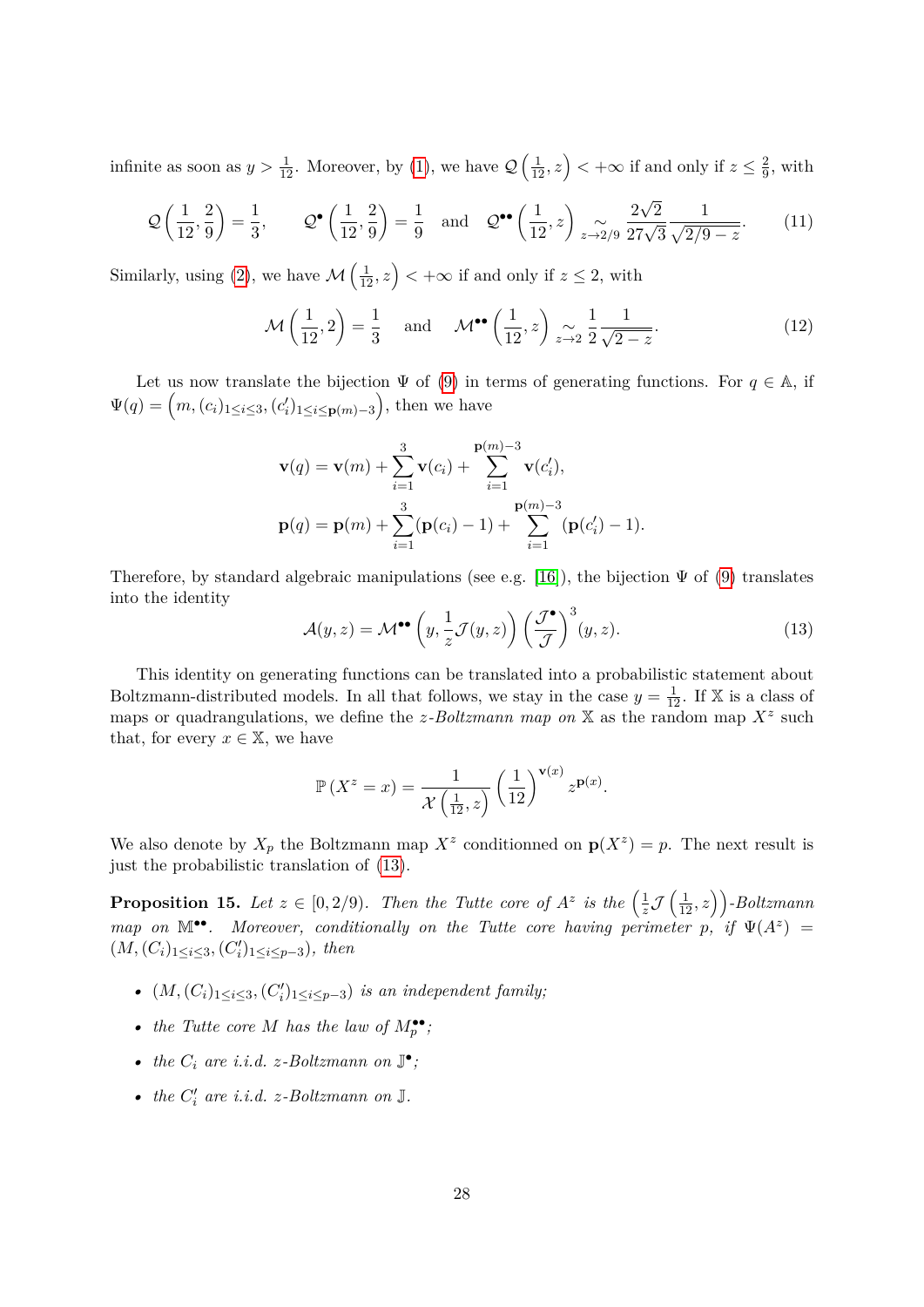infinite as soon as $y > \frac{1}{12}$. Moreover, by (1), we have $\mathcal{Q}\left(\frac{1}{12}, z\right) < +\infty$ if and only if $z \leq \frac{2}{9}$, with

$$\mathcal{Q}\left(\frac{1}{12}, \frac{2}{9}\right) = \frac{1}{3}, \qquad \mathcal{Q}^{\bullet}\left(\frac{1}{12}, \frac{2}{9}\right) = \frac{1}{9} \quad \text{and} \quad \mathcal{Q}^{\bullet\bullet}\left(\frac{1}{12}, z\right) \underset{z \to 2/9}{\sim} \frac{2\sqrt{2}}{27\sqrt{3}} \frac{1}{\sqrt{2/9 - z}}. \tag{11}$$

Similarly, using (2), we have $\mathcal{M}\left(\frac{1}{12}, z\right) < +\infty$ if and only if $z \leq 2$, with

$$\mathcal{M}\left(\frac{1}{12}, 2\right) = \frac{1}{3} \quad \text{and} \quad \mathcal{M}^{\bullet\bullet}\left(\frac{1}{12}, z\right) \underset{z \to 2}{\sim} \frac{1}{2} \frac{1}{\sqrt{2 - z}}. \tag{12}$$

Let us now translate the bijection $\Psi$ of (9) in terms of generating functions. For $q \in \mathbb{A}$, if $\Psi(q) = \left(m, (c_i)_{1 \leq i \leq 3}, (c'_i)_{1 \leq i \leq \mathbf{p}(m)-3}\right)$, then we have

$$\mathbf{v}(q) = \mathbf{v}(m) + \sum_{i=1}^{3} \mathbf{v}(c_i) + \sum_{i=1}^{\mathbf{p}(m)-3} \mathbf{v}(c'_i),$$
$$\mathbf{p}(q) = \mathbf{p}(m) + \sum_{i=1}^{3} (\mathbf{p}(c_i) - 1) + \sum_{i=1}^{\mathbf{p}(m)-3} (\mathbf{p}(c'_i) - 1).$$

Therefore, by standard algebraic manipulations (see e.g. [16]), the bijection $\Psi$ of (9) translates into the identity

$$\mathcal{A}(y, z) = \mathcal{M}^{\bullet\bullet}\left(y, \frac{1}{z}\mathcal{J}(y, z)\right)\left(\frac{\mathcal{J}^{\bullet}}{\mathcal{J}}\right)^{3}(y, z). \tag{13}$$

This identity on generating functions can be translated into a probabilistic statement about Boltzmann-distributed models. In all that follows, we stay in the case $y = \frac{1}{12}$. If $\mathbb{X}$ is a class of maps or quadrangulations, we define the *z-Boltzmann map on* $\mathbb{X}$ as the random map $X^z$ such that, for every $x \in \mathbb{X}$, we have

$$\mathbb{P}\left(X^z = x\right) = \frac{1}{\mathcal{X}\left(\frac{1}{12}, z\right)} \left(\frac{1}{12}\right)^{\mathbf{v}(x)} z^{\mathbf{p}(x)}.$$

We also denote by $X_p$ the Boltzmann map $X^z$ conditionned on $\mathbf{p}(X^z) = p$. The next result is just the probabilistic translation of (13).

**Proposition 15.** *Let $z \in [0, 2/9)$. Then the Tutte core of $A^z$ is the $\left(\frac{1}{z}\mathcal{J}\left(\frac{1}{12}, z\right)\right)$-Boltzmann map on $\mathbb{M}^{\bullet\bullet}$. Moreover, conditionally on the Tutte core having perimeter $p$, if $\Psi(A^z) = (M, (C_i)_{1 \leq i \leq 3}, (C'_i)_{1 \leq i \leq p-3})$, then*

- *$(M, (C_i)_{1 \leq i \leq 3}, (C'_i)_{1 \leq i \leq p-3})$ is an independent family;*
- *the Tutte core $M$ has the law of $M_p^{\bullet\bullet}$;*
- *the $C_i$ are i.i.d. $z$-Boltzmann on $\mathbb{J}^{\bullet}$;*
- *the $C'_i$ are i.i.d. $z$-Boltzmann on $\mathbb{J}$.*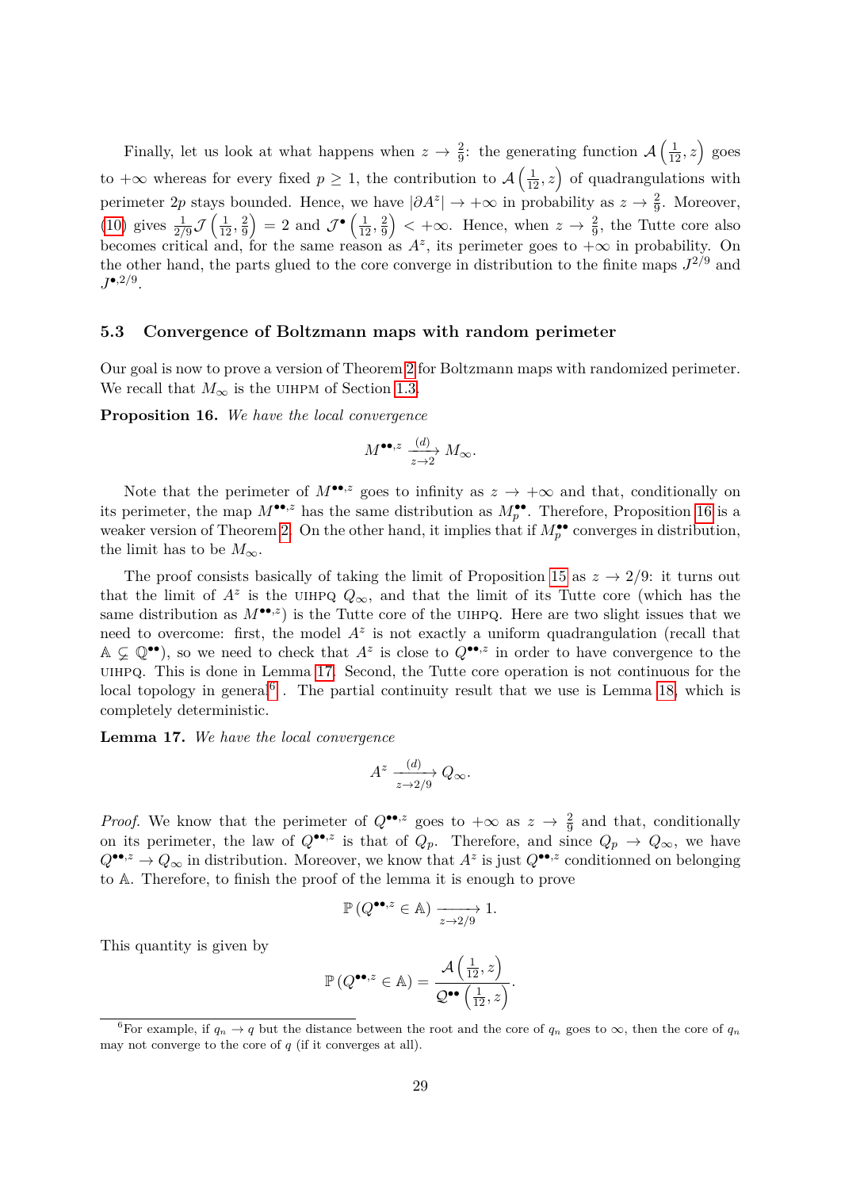Finally, let us look at what happens when $z \to \frac{2}{9}$: the generating function $\mathcal{A}\left(\frac{1}{12}, z\right)$ goes to $+\infty$ whereas for every fixed $p \geq 1$, the contribution to $\mathcal{A}\left(\frac{1}{12}, z\right)$ of quadrangulations with perimeter $2p$ stays bounded. Hence, we have $|\partial A^z| \to +\infty$ in probability as $z \to \frac{2}{9}$. Moreover, (10) gives $\frac{1}{2/9}\mathcal{J}\left(\frac{1}{12}, \frac{2}{9}\right) = 2$ and $\mathcal{J}^\bullet\left(\frac{1}{12}, \frac{2}{9}\right) < +\infty$. Hence, when $z \to \frac{2}{9}$, the Tutte core also becomes critical and, for the same reason as $A^z$, its perimeter goes to $+\infty$ in probability. On the other hand, the parts glued to the core converge in distribution to the finite maps $J^{2/9}$ and $J^{\bullet,2/9}$.

### 5.3 Convergence of Boltzmann maps with random perimeter

Our goal is now to prove a version of Theorem 2 for Boltzmann maps with randomized perimeter. We recall that $M_\infty$ is the UIHPM of Section 1.3.

**Proposition 16.** *We have the local convergence*

$$M^{\bullet\bullet,z} \xrightarrow[z\to 2]{(d)} M_\infty.$$

Note that the perimeter of $M^{\bullet\bullet,z}$ goes to infinity as $z \to +\infty$ and that, conditionally on its perimeter, the map $M^{\bullet\bullet,z}$ has the same distribution as $M_p^{\bullet\bullet}$. Therefore, Proposition 16 is a weaker version of Theorem 2. On the other hand, it implies that if $M_p^{\bullet\bullet}$ converges in distribution, the limit has to be $M_\infty$.

The proof consists basically of taking the limit of Proposition 15 as $z \to 2/9$: it turns out that the limit of $A^z$ is the UIHPQ $Q_\infty$, and that the limit of its Tutte core (which has the same distribution as $M^{\bullet\bullet,z}$) is the Tutte core of the UIHPQ. Here are two slight issues that we need to overcome: first, the model $A^z$ is not exactly a uniform quadrangulation (recall that $\mathbb{A} \subsetneq \mathbb{Q}^{\bullet\bullet}$), so we need to check that $A^z$ is close to $Q^{\bullet\bullet,z}$ in order to have convergence to the UIHPQ. This is done in Lemma 17. Second, the Tutte core operation is not continuous for the local topology in general[6]. The partial continuity result that we use is Lemma 18, which is completely deterministic.

**Lemma 17.** *We have the local convergence*

$$A^z \xrightarrow[z\to 2/9]{(d)} Q_\infty.$$

*Proof.* We know that the perimeter of $Q^{\bullet\bullet,z}$ goes to $+\infty$ as $z \to \frac{2}{9}$ and that, conditionally on its perimeter, the law of $Q^{\bullet\bullet,z}$ is that of $Q_p$. Therefore, and since $Q_p \to Q_\infty$, we have $Q^{\bullet\bullet,z} \to Q_\infty$ in distribution. Moreover, we know that $A^z$ is just $Q^{\bullet\bullet,z}$ conditionned on belonging to $\mathbb{A}$. Therefore, to finish the proof of the lemma it is enough to prove

$$\mathbb{P}\left(Q^{\bullet\bullet,z} \in \mathbb{A}\right) \xrightarrow[z\to 2/9]{} 1.$$

This quantity is given by

$$\mathbb{P}\left(Q^{\bullet\bullet,z} \in \mathbb{A}\right) = \frac{\mathcal{A}\left(\frac{1}{12}, z\right)}{\mathcal{Q}^{\bullet\bullet}\left(\frac{1}{12}, z\right)}.$$

[6] For example, if $q_n \to q$ but the distance between the root and the core of $q_n$ goes to $\infty$, then the core of $q_n$ may not converge to the core of $q$ (if it converges at all).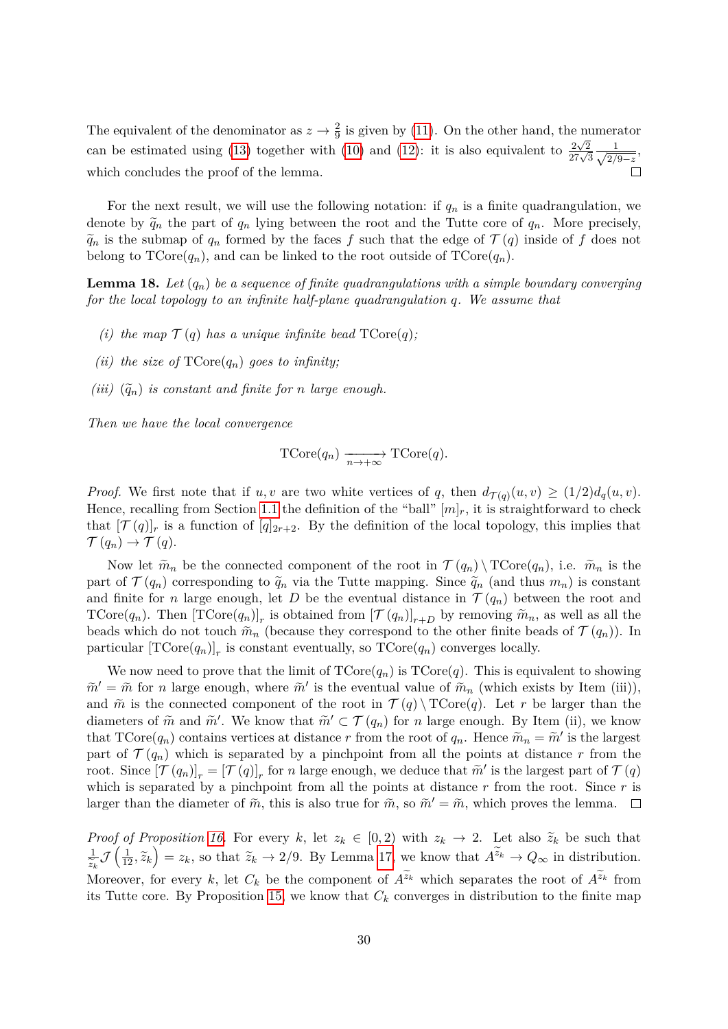The equivalent of the denominator as $z \to \frac{2}{9}$ is given by (11). On the other hand, the numerator can be estimated using (13) together with (10) and (12): it is also equivalent to $\frac{2\sqrt{2}}{27\sqrt{3}} \frac{1}{\sqrt{2/9-z}}$, which concludes the proof of the lemma. □

For the next result, we will use the following notation: if $q_n$ is a finite quadrangulation, we denote by $\widetilde{q}_n$ the part of $q_n$ lying between the root and the Tutte core of $q_n$. More precisely, $\widetilde{q}_n$ is the submap of $q_n$ formed by the faces $f$ such that the edge of $\mathcal{T}(q)$ inside of $f$ does not belong to $\mathrm{TCore}(q_n)$, and can be linked to the root outside of $\mathrm{TCore}(q_n)$.

**Lemma 18.** *Let $(q_n)$ be a sequence of finite quadrangulations with a simple boundary converging for the local topology to an infinite half-plane quadrangulation $q$. We assume that*

*(i) the map $\mathcal{T}(q)$ has a unique infinite bead $\mathrm{TCore}(q)$;*

*(ii) the size of $\mathrm{TCore}(q_n)$ goes to infinity;*

*(iii) $(\widetilde{q}_n)$ is constant and finite for $n$ large enough.*

*Then we have the local convergence*

$$\mathrm{TCore}(q_n) \xrightarrow[n\to+\infty]{} \mathrm{TCore}(q).$$

*Proof.* We first note that if $u, v$ are two white vertices of $q$, then $d_{\mathcal{T}(q)}(u,v) \geq (1/2) d_q(u,v)$. Hence, recalling from Section 1.1 the definition of the "ball" $[m]_r$, it is straightforward to check that $[\mathcal{T}(q)]_r$ is a function of $[q]_{2r+2}$. By the definition of the local topology, this implies that $\mathcal{T}(q_n) \to \mathcal{T}(q)$.

Now let $\widetilde{m}_n$ be the connected component of the root in $\mathcal{T}(q_n) \setminus \mathrm{TCore}(q_n)$, i.e. $\widetilde{m}_n$ is the part of $\mathcal{T}(q_n)$ corresponding to $\widetilde{q}_n$ via the Tutte mapping. Since $\widetilde{q}_n$ (and thus $m_n$) is constant and finite for $n$ large enough, let $D$ be the eventual distance in $\mathcal{T}(q_n)$ between the root and $\mathrm{TCore}(q_n)$. Then $[\mathrm{TCore}(q_n)]_r$ is obtained from $[\mathcal{T}(q_n)]_{r+D}$ by removing $\widetilde{m}_n$, as well as all the beads which do not touch $\widetilde{m}_n$ (because they correspond to the other finite beads of $\mathcal{T}(q_n)$). In particular $[\mathrm{TCore}(q_n)]_r$ is constant eventually, so $\mathrm{TCore}(q_n)$ converges locally.

We now need to prove that the limit of $\mathrm{TCore}(q_n)$ is $\mathrm{TCore}(q)$. This is equivalent to showing $\widetilde{m}' = \widetilde{m}$ for $n$ large enough, where $\widetilde{m}'$ is the eventual value of $\widetilde{m}_n$ (which exists by Item (iii)), and $\widetilde{m}$ is the connected component of the root in $\mathcal{T}(q) \setminus \mathrm{TCore}(q)$. Let $r$ be larger than the diameters of $\widetilde{m}$ and $\widetilde{m}'$. We know that $\widetilde{m}' \subset \mathcal{T}(q_n)$ for $n$ large enough. By Item (ii), we know that $\mathrm{TCore}(q_n)$ contains vertices at distance $r$ from the root of $q_n$. Hence $\widetilde{m}_n = \widetilde{m}'$ is the largest part of $\mathcal{T}(q_n)$ which is separated by a pinchpoint from all the points at distance $r$ from the root. Since $[\mathcal{T}(q_n)]_r = [\mathcal{T}(q)]_r$ for $n$ large enough, we deduce that $\widetilde{m}'$ is the largest part of $\mathcal{T}(q)$ which is separated by a pinchpoint from all the points at distance $r$ from the root. Since $r$ is larger than the diameter of $\widetilde{m}$, this is also true for $\widetilde{m}$, so $\widetilde{m}' = \widetilde{m}$, which proves the lemma. □

*Proof of Proposition 16.* For every $k$, let $z_k \in [0, 2)$ with $z_k \to 2$. Let also $\widetilde{z}_k$ be such that $\frac{1}{\widetilde{z}_k} \mathcal{J}\left(\frac{1}{12}, \widetilde{z}_k\right) = z_k$, so that $\widetilde{z}_k \to 2/9$. By Lemma 17, we know that $A^{\widetilde{z}_k} \to Q_\infty$ in distribution. Moreover, for every $k$, let $C_k$ be the component of $A^{\widetilde{z}_k}$ which separates the root of $A^{\widetilde{z}_k}$ from its Tutte core. By Proposition 15, we know that $C_k$ converges in distribution to the finite map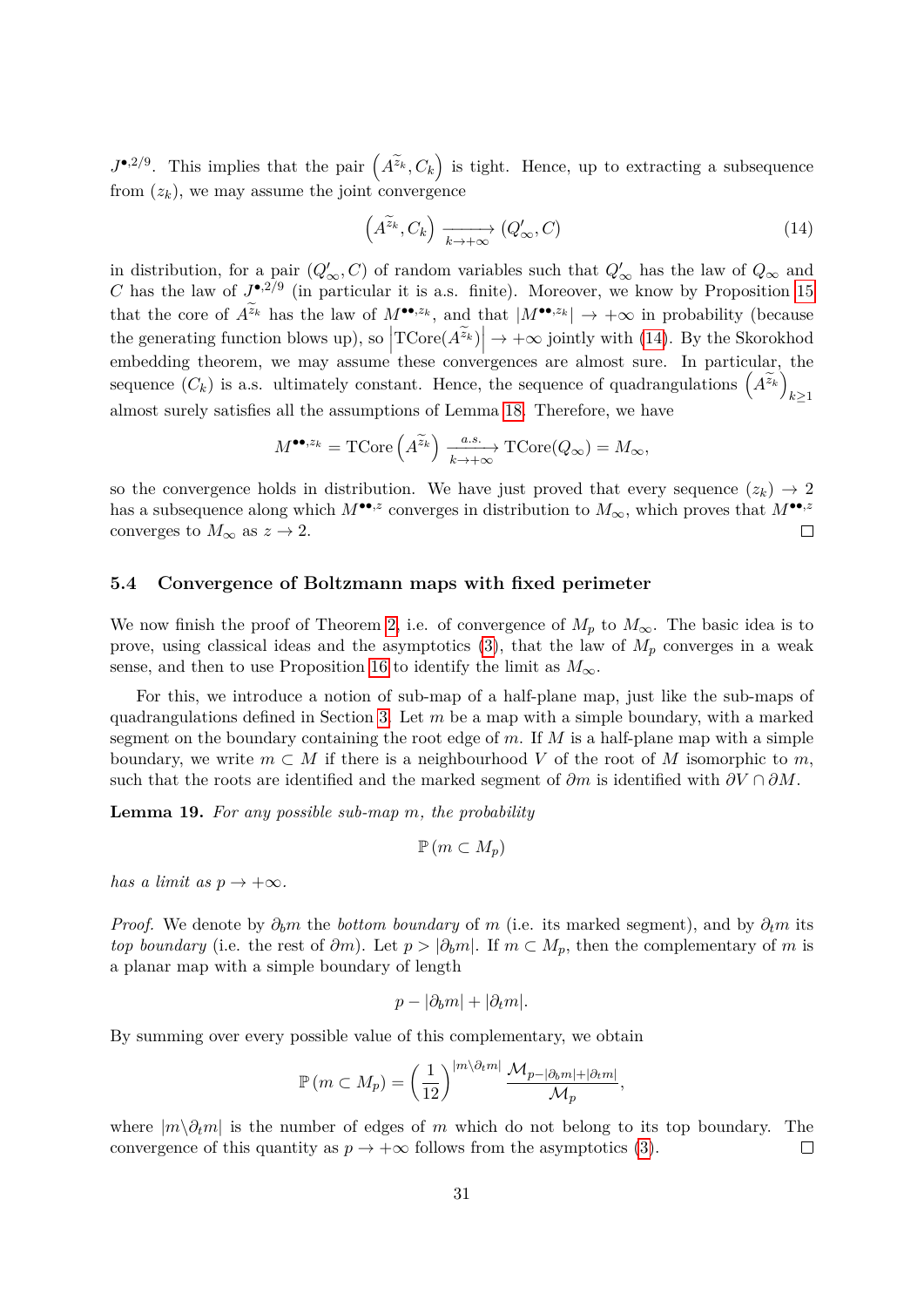$J^{\bullet,2/9}$. This implies that the pair $\left(A^{\widetilde{z}_k}, C_k\right)$ is tight. Hence, up to extracting a subsequence from $(z_k)$, we may assume the joint convergence

$$\left(A^{\widetilde{z}_k}, C_k\right) \xrightarrow[k\to+\infty]{} (Q'_\infty, C) \tag{14}$$

in distribution, for a pair $(Q'_\infty, C)$ of random variables such that $Q'_\infty$ has the law of $Q_\infty$ and $C$ has the law of $J^{\bullet,2/9}$ (in particular it is a.s. finite). Moreover, we know by Proposition 15 that the core of $A^{\widetilde{z}_k}$ has the law of $M^{\bullet\bullet,z_k}$, and that $|M^{\bullet\bullet,z_k}| \to +\infty$ in probability (because the generating function blows up), so $\left|\mathrm{TCore}(A^{\widetilde{z}_k})\right| \to +\infty$ jointly with (14). By the Skorokhod embedding theorem, we may assume these convergences are almost sure. In particular, the sequence $(C_k)$ is a.s. ultimately constant. Hence, the sequence of quadrangulations $\left(A^{\widetilde{z}_k}\right)_{k\geq 1}$ almost surely satisfies all the assumptions of Lemma 18. Therefore, we have

$$M^{\bullet\bullet,z_k} = \mathrm{TCore}\left(A^{\widetilde{z}_k}\right) \xrightarrow[k\to+\infty]{a.s.} \mathrm{TCore}(Q_\infty) = M_\infty,$$

so the convergence holds in distribution. We have just proved that every sequence $(z_k) \to 2$ has a subsequence along which $M^{\bullet\bullet,z}$ converges in distribution to $M_\infty$, which proves that $M^{\bullet\bullet,z}$ converges to $M_\infty$ as $z \to 2$. $\square$

### 5.4 Convergence of Boltzmann maps with fixed perimeter

We now finish the proof of Theorem 2, i.e. of convergence of $M_p$ to $M_\infty$. The basic idea is to prove, using classical ideas and the asymptotics (3), that the law of $M_p$ converges in a weak sense, and then to use Proposition 16 to identify the limit as $M_\infty$.

For this, we introduce a notion of sub-map of a half-plane map, just like the sub-maps of quadrangulations defined in Section 3. Let $m$ be a map with a simple boundary, with a marked segment on the boundary containing the root edge of $m$. If $M$ is a half-plane map with a simple boundary, we write $m \subset M$ if there is a neighbourhood $V$ of the root of $M$ isomorphic to $m$, such that the roots are identified and the marked segment of $\partial m$ is identified with $\partial V \cap \partial M$.

**Lemma 19.** *For any possible sub-map $m$, the probability*

$$\mathbb{P}\left(m \subset M_p\right)$$

*has a limit as $p \to +\infty$.*

*Proof.* We denote by $\partial_b m$ the *bottom boundary* of $m$ (i.e. its marked segment), and by $\partial_t m$ its *top boundary* (i.e. the rest of $\partial m$). Let $p > |\partial_b m|$. If $m \subset M_p$, then the complementary of $m$ is a planar map with a simple boundary of length

$$p - |\partial_b m| + |\partial_t m|.$$

By summing over every possible value of this complementary, we obtain

$$\mathbb{P}\left(m \subset M_p\right) = \left(\frac{1}{12}\right)^{|m\backslash\partial_t m|} \frac{\mathcal{M}_{p-|\partial_b m|+|\partial_t m|}}{\mathcal{M}_p},$$

where $|m\backslash\partial_t m|$ is the number of edges of $m$ which do not belong to its top boundary. The convergence of this quantity as $p \to +\infty$ follows from the asymptotics (3). $\square$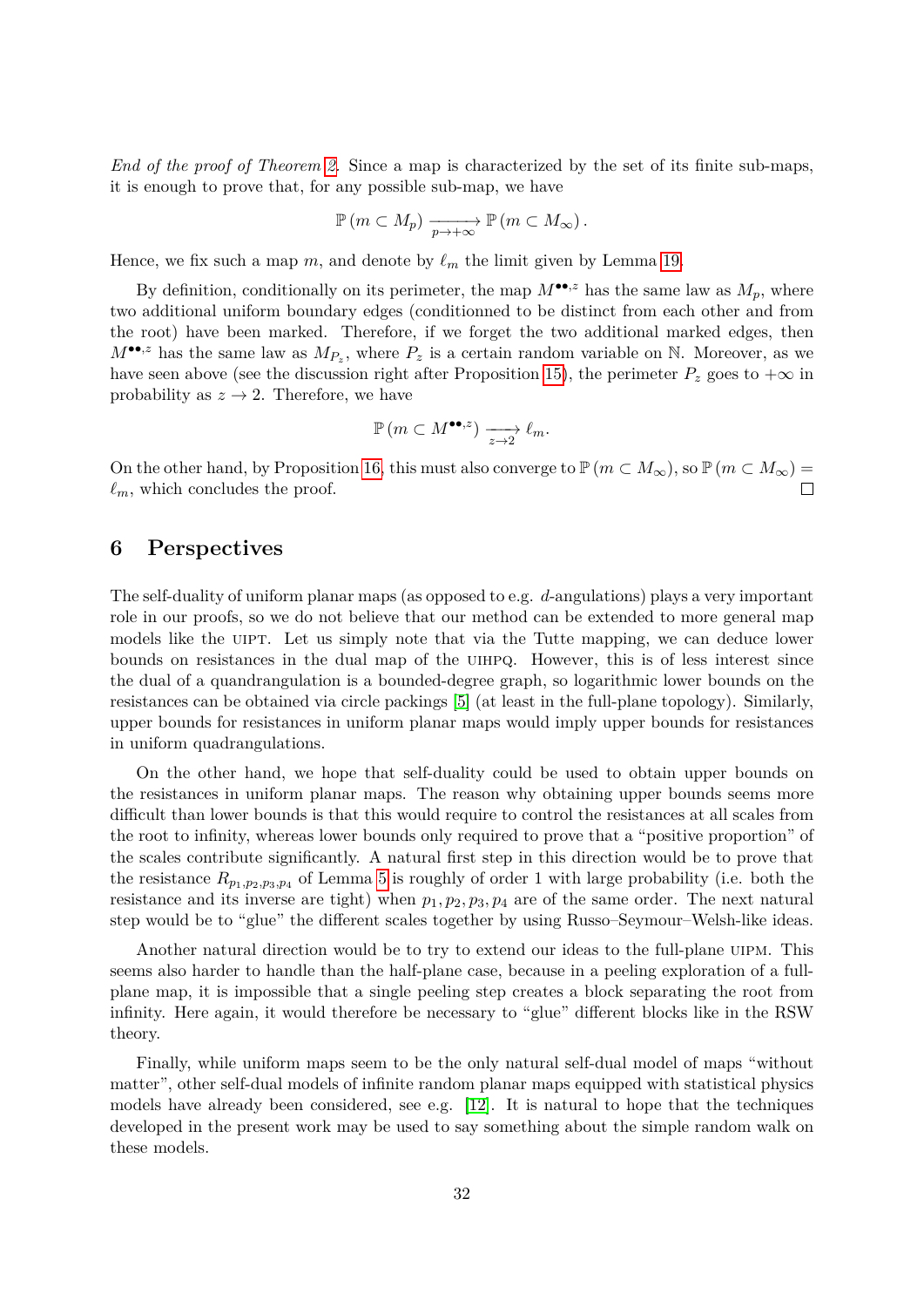*End of the proof of Theorem 2.* Since a map is characterized by the set of its finite sub-maps, it is enough to prove that, for any possible sub-map, we have

$$\mathbb{P}\left(m \subset M_p\right) \xrightarrow[p \to +\infty]{} \mathbb{P}\left(m \subset M_\infty\right).$$

Hence, we fix such a map $m$, and denote by $\ell_m$ the limit given by Lemma 19.

By definition, conditionally on its perimeter, the map $M^{\bullet\bullet,z}$ has the same law as $M_p$, where two additional uniform boundary edges (conditionned to be distinct from each other and from the root) have been marked. Therefore, if we forget the two additional marked edges, then $M^{\bullet\bullet,z}$ has the same law as $M_{P_z}$, where $P_z$ is a certain random variable on $\mathbb{N}$. Moreover, as we have seen above (see the discussion right after Proposition 15), the perimeter $P_z$ goes to $+\infty$ in probability as $z \to 2$. Therefore, we have

$$\mathbb{P}\left(m \subset M^{\bullet\bullet,z}\right) \xrightarrow[z \to 2]{} \ell_m.$$

On the other hand, by Proposition 16, this must also converge to $\mathbb{P}\left(m \subset M_\infty\right)$, so $\mathbb{P}\left(m \subset M_\infty\right) = \ell_m$, which concludes the proof. □

## 6 Perspectives

The self-duality of uniform planar maps (as opposed to e.g. $d$-angulations) plays a very important role in our proofs, so we do not believe that our method can be extended to more general map models like the UIPT. Let us simply note that via the Tutte mapping, we can deduce lower bounds on resistances in the dual map of the UIHPQ. However, this is of less interest since the dual of a quandrangulation is a bounded-degree graph, so logarithmic lower bounds on the resistances can be obtained via circle packings [5] (at least in the full-plane topology). Similarly, upper bounds for resistances in uniform planar maps would imply upper bounds for resistances in uniform quadrangulations.

On the other hand, we hope that self-duality could be used to obtain upper bounds on the resistances in uniform planar maps. The reason why obtaining upper bounds seems more difficult than lower bounds is that this would require to control the resistances at all scales from the root to infinity, whereas lower bounds only required to prove that a "positive proportion" of the scales contribute significantly. A natural first step in this direction would be to prove that the resistance $R_{p_1,p_2,p_3,p_4}$ of Lemma 5 is roughly of order 1 with large probability (i.e. both the resistance and its inverse are tight) when $p_1, p_2, p_3, p_4$ are of the same order. The next natural step would be to "glue" the different scales together by using Russo–Seymour–Welsh-like ideas.

Another natural direction would be to try to extend our ideas to the full-plane UIPM. This seems also harder to handle than the half-plane case, because in a peeling exploration of a full-plane map, it is impossible that a single peeling step creates a block separating the root from infinity. Here again, it would therefore be necessary to "glue" different blocks like in the RSW theory.

Finally, while uniform maps seem to be the only natural self-dual model of maps "without matter", other self-dual models of infinite random planar maps equipped with statistical physics models have already been considered, see e.g. [12]. It is natural to hope that the techniques developed in the present work may be used to say something about the simple random walk on these models.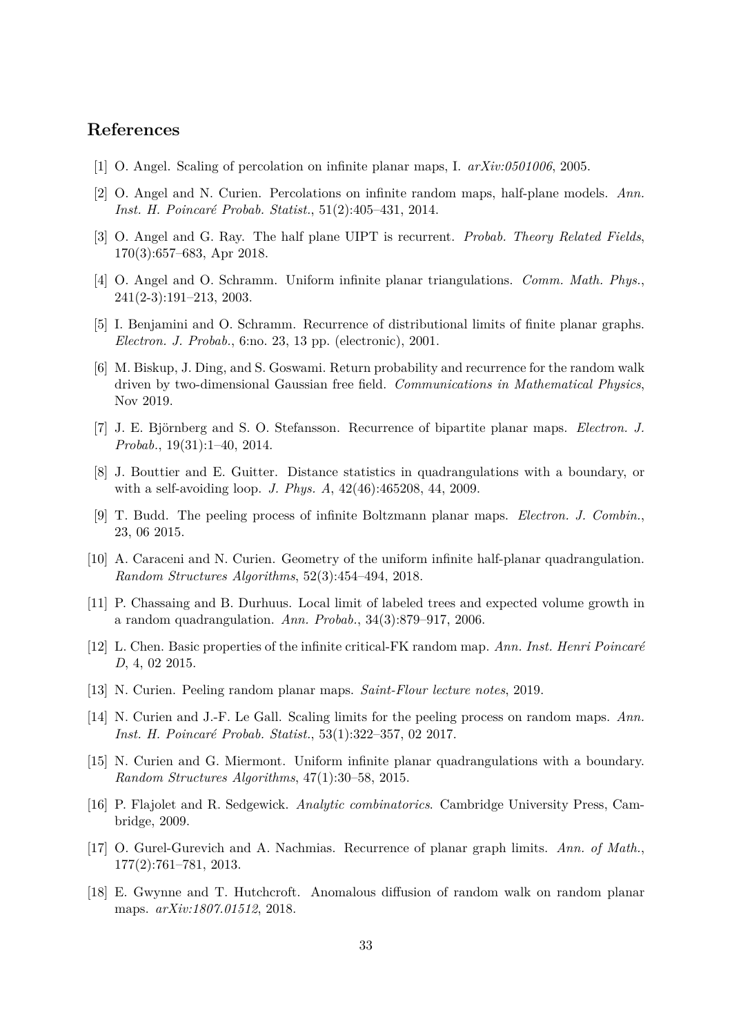## References

[1] O. Angel. Scaling of percolation on infinite planar maps, I. *arXiv:0501006*, 2005.

[2] O. Angel and N. Curien. Percolations on infinite random maps, half-plane models. *Ann. Inst. H. Poincaré Probab. Statist.*, 51(2):405–431, 2014.

[3] O. Angel and G. Ray. The half plane UIPT is recurrent. *Probab. Theory Related Fields*, 170(3):657–683, Apr 2018.

[4] O. Angel and O. Schramm. Uniform infinite planar triangulations. *Comm. Math. Phys.*, 241(2-3):191–213, 2003.

[5] I. Benjamini and O. Schramm. Recurrence of distributional limits of finite planar graphs. *Electron. J. Probab.*, 6:no. 23, 13 pp. (electronic), 2001.

[6] M. Biskup, J. Ding, and S. Goswami. Return probability and recurrence for the random walk driven by two-dimensional Gaussian free field. *Communications in Mathematical Physics*, Nov 2019.

[7] J. E. Björnberg and S. O. Stefansson. Recurrence of bipartite planar maps. *Electron. J. Probab.*, 19(31):1–40, 2014.

[8] J. Bouttier and E. Guitter. Distance statistics in quadrangulations with a boundary, or with a self-avoiding loop. *J. Phys. A*, 42(46):465208, 44, 2009.

[9] T. Budd. The peeling process of infinite Boltzmann planar maps. *Electron. J. Combin.*, 23, 06 2015.

[10] A. Caraceni and N. Curien. Geometry of the uniform infinite half-planar quadrangulation. *Random Structures Algorithms*, 52(3):454–494, 2018.

[11] P. Chassaing and B. Durhuus. Local limit of labeled trees and expected volume growth in a random quadrangulation. *Ann. Probab.*, 34(3):879–917, 2006.

[12] L. Chen. Basic properties of the infinite critical-FK random map. *Ann. Inst. Henri Poincaré D*, 4, 02 2015.

[13] N. Curien. Peeling random planar maps. *Saint-Flour lecture notes*, 2019.

[14] N. Curien and J.-F. Le Gall. Scaling limits for the peeling process on random maps. *Ann. Inst. H. Poincaré Probab. Statist.*, 53(1):322–357, 02 2017.

[15] N. Curien and G. Miermont. Uniform infinite planar quadrangulations with a boundary. *Random Structures Algorithms*, 47(1):30–58, 2015.

[16] P. Flajolet and R. Sedgewick. *Analytic combinatorics*. Cambridge University Press, Cambridge, 2009.

[17] O. Gurel-Gurevich and A. Nachmias. Recurrence of planar graph limits. *Ann. of Math.*, 177(2):761–781, 2013.

[18] E. Gwynne and T. Hutchcroft. Anomalous diffusion of random walk on random planar maps. *arXiv:1807.01512*, 2018.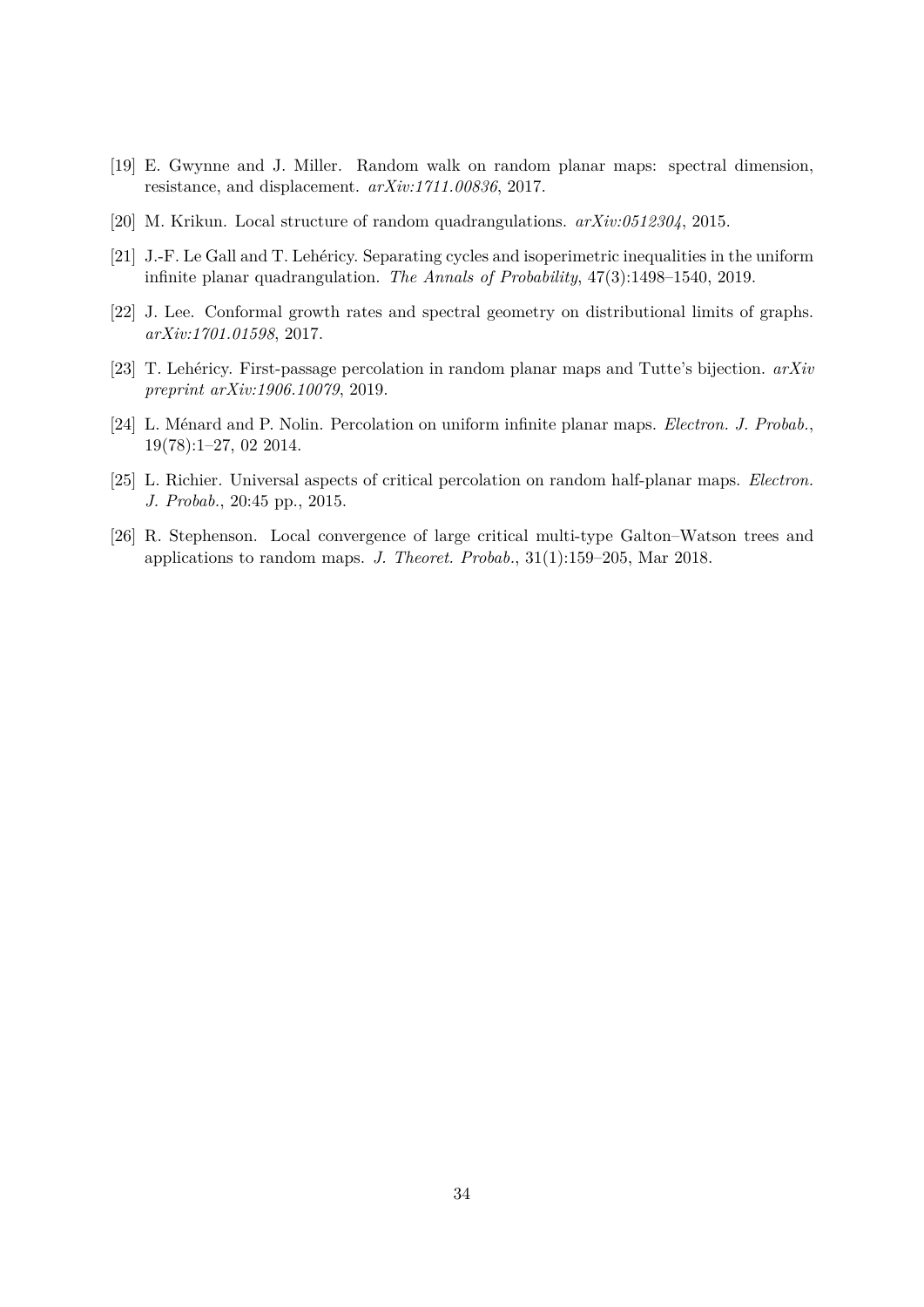[19] E. Gwynne and J. Miller. Random walk on random planar maps: spectral dimension, resistance, and displacement. *arXiv:1711.00836*, 2017.

[20] M. Krikun. Local structure of random quadrangulations. *arXiv:0512304*, 2015.

[21] J.-F. Le Gall and T. Lehéricy. Separating cycles and isoperimetric inequalities in the uniform infinite planar quadrangulation. *The Annals of Probability*, 47(3):1498–1540, 2019.

[22] J. Lee. Conformal growth rates and spectral geometry on distributional limits of graphs. *arXiv:1701.01598*, 2017.

[23] T. Lehéricy. First-passage percolation in random planar maps and Tutte's bijection. *arXiv preprint arXiv:1906.10079*, 2019.

[24] L. Ménard and P. Nolin. Percolation on uniform infinite planar maps. *Electron. J. Probab.*, 19(78):1–27, 02 2014.

[25] L. Richier. Universal aspects of critical percolation on random half-planar maps. *Electron. J. Probab.*, 20:45 pp., 2015.

[26] R. Stephenson. Local convergence of large critical multi-type Galton–Watson trees and applications to random maps. *J. Theoret. Probab.*, 31(1):159–205, Mar 2018.